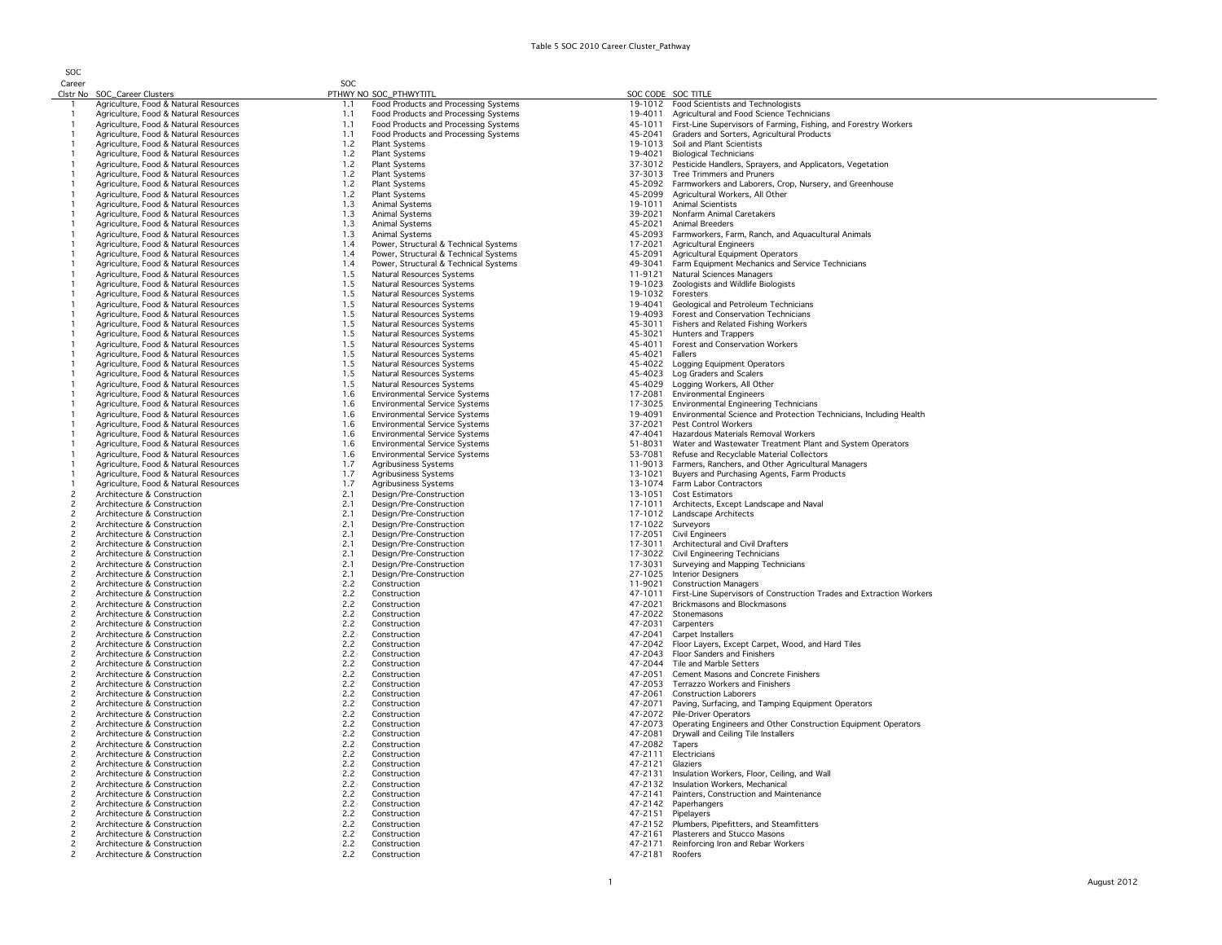Table 5 SOC 2010 Career Cluster_Pathway

| SOC Career Clstr No | SOC_Career Clusters | SOC PTHWY NO | SOC_PTHWYTITL | SOC CODE | SOC TITLE |
|---|---|---|---|---|---|
| 1 | Agriculture, Food & Natural Resources | 1.1 | Food Products and Processing Systems | 19-1012 | Food Scientists and Technologists |
| 1 | Agriculture, Food & Natural Resources | 1.1 | Food Products and Processing Systems | 19-4011 | Agricultural and Food Science Technicians |
| 1 | Agriculture, Food & Natural Resources | 1.1 | Food Products and Processing Systems | 45-1011 | First-Line Supervisors of Farming, Fishing, and Forestry Workers |
| 1 | Agriculture, Food & Natural Resources | 1.1 | Food Products and Processing Systems | 45-2041 | Graders and Sorters, Agricultural Products |
| 1 | Agriculture, Food & Natural Resources | 1.2 | Plant Systems | 19-1013 | Soil and Plant Scientists |
| 1 | Agriculture, Food & Natural Resources | 1.2 | Plant Systems | 19-4021 | Biological Technicians |
| 1 | Agriculture, Food & Natural Resources | 1.2 | Plant Systems | 37-3012 | Pesticide Handlers, Sprayers, and Applicators, Vegetation |
| 1 | Agriculture, Food & Natural Resources | 1.2 | Plant Systems | 37-3013 | Tree Trimmers and Pruners |
| 1 | Agriculture, Food & Natural Resources | 1.2 | Plant Systems | 45-2092 | Farmworkers and Laborers, Crop, Nursery, and Greenhouse |
| 1 | Agriculture, Food & Natural Resources | 1.2 | Plant Systems | 45-2099 | Agricultural Workers, All Other |
| 1 | Agriculture, Food & Natural Resources | 1.3 | Animal Systems | 19-1011 | Animal Scientists |
| 1 | Agriculture, Food & Natural Resources | 1.3 | Animal Systems | 39-2021 | Nonfarm Animal Caretakers |
| 1 | Agriculture, Food & Natural Resources | 1.3 | Animal Systems | 45-2021 | Animal Breeders |
| 1 | Agriculture, Food & Natural Resources | 1.3 | Animal Systems | 45-2093 | Farmworkers, Farm, Ranch, and Aquacultural Animals |
| 1 | Agriculture, Food & Natural Resources | 1.4 | Power, Structural & Technical Systems | 17-2021 | Agricultural Engineers |
| 1 | Agriculture, Food & Natural Resources | 1.4 | Power, Structural & Technical Systems | 45-2091 | Agricultural Equipment Operators |
| 1 | Agriculture, Food & Natural Resources | 1.4 | Power, Structural & Technical Systems | 49-3041 | Farm Equipment Mechanics and Service Technicians |
| 1 | Agriculture, Food & Natural Resources | 1.5 | Natural Resources Systems | 11-9121 | Natural Sciences Managers |
| 1 | Agriculture, Food & Natural Resources | 1.5 | Natural Resources Systems | 19-1023 | Zoologists and Wildlife Biologists |
| 1 | Agriculture, Food & Natural Resources | 1.5 | Natural Resources Systems | 19-1032 | Foresters |
| 1 | Agriculture, Food & Natural Resources | 1.5 | Natural Resources Systems | 19-4041 | Geological and Petroleum Technicians |
| 1 | Agriculture, Food & Natural Resources | 1.5 | Natural Resources Systems | 19-4093 | Forest and Conservation Technicians |
| 1 | Agriculture, Food & Natural Resources | 1.5 | Natural Resources Systems | 45-3011 | Fishers and Related Fishing Workers |
| 1 | Agriculture, Food & Natural Resources | 1.5 | Natural Resources Systems | 45-3021 | Hunters and Trappers |
| 1 | Agriculture, Food & Natural Resources | 1.5 | Natural Resources Systems | 45-4011 | Forest and Conservation Workers |
| 1 | Agriculture, Food & Natural Resources | 1.5 | Natural Resources Systems | 45-4021 | Fallers |
| 1 | Agriculture, Food & Natural Resources | 1.5 | Natural Resources Systems | 45-4022 | Logging Equipment Operators |
| 1 | Agriculture, Food & Natural Resources | 1.5 | Natural Resources Systems | 45-4023 | Log Graders and Scalers |
| 1 | Agriculture, Food & Natural Resources | 1.5 | Natural Resources Systems | 45-4029 | Logging Workers, All Other |
| 1 | Agriculture, Food & Natural Resources | 1.6 | Environmental Service Systems | 17-2081 | Environmental Engineers |
| 1 | Agriculture, Food & Natural Resources | 1.6 | Environmental Service Systems | 17-3025 | Environmental Engineering Technicians |
| 1 | Agriculture, Food & Natural Resources | 1.6 | Environmental Service Systems | 19-4091 | Environmental Science and Protection Technicians, Including Health |
| 1 | Agriculture, Food & Natural Resources | 1.6 | Environmental Service Systems | 37-2021 | Pest Control Workers |
| 1 | Agriculture, Food & Natural Resources | 1.6 | Environmental Service Systems | 47-4041 | Hazardous Materials Removal Workers |
| 1 | Agriculture, Food & Natural Resources | 1.6 | Environmental Service Systems | 51-8031 | Water and Wastewater Treatment Plant and System Operators |
| 1 | Agriculture, Food & Natural Resources | 1.6 | Environmental Service Systems | 53-7081 | Refuse and Recyclable Material Collectors |
| 1 | Agriculture, Food & Natural Resources | 1.7 | Agribusiness Systems | 11-9013 | Farmers, Ranchers, and Other Agricultural Managers |
| 1 | Agriculture, Food & Natural Resources | 1.7 | Agribusiness Systems | 13-1021 | Buyers and Purchasing Agents, Farm Products |
| 1 | Agriculture, Food & Natural Resources | 1.7 | Agribusiness Systems | 13-1074 | Farm Labor Contractors |
| 2 | Architecture & Construction | 2.1 | Design/Pre-Construction | 13-1051 | Cost Estimators |
| 2 | Architecture & Construction | 2.1 | Design/Pre-Construction | 17-1011 | Architects, Except Landscape and Naval |
| 2 | Architecture & Construction | 2.1 | Design/Pre-Construction | 17-1012 | Landscape Architects |
| 2 | Architecture & Construction | 2.1 | Design/Pre-Construction | 17-1022 | Surveyors |
| 2 | Architecture & Construction | 2.1 | Design/Pre-Construction | 17-2051 | Civil Engineers |
| 2 | Architecture & Construction | 2.1 | Design/Pre-Construction | 17-3011 | Architectural and Civil Drafters |
| 2 | Architecture & Construction | 2.1 | Design/Pre-Construction | 17-3022 | Civil Engineering Technicians |
| 2 | Architecture & Construction | 2.1 | Design/Pre-Construction | 17-3031 | Surveying and Mapping Technicians |
| 2 | Architecture & Construction | 2.1 | Design/Pre-Construction | 27-1025 | Interior Designers |
| 2 | Architecture & Construction | 2.2 | Construction | 11-9021 | Construction Managers |
| 2 | Architecture & Construction | 2.2 | Construction | 47-1011 | First-Line Supervisors of Construction Trades and Extraction Workers |
| 2 | Architecture & Construction | 2.2 | Construction | 47-2021 | Brickmasons and Blockmasons |
| 2 | Architecture & Construction | 2.2 | Construction | 47-2022 | Stonemasons |
| 2 | Architecture & Construction | 2.2 | Construction | 47-2031 | Carpenters |
| 2 | Architecture & Construction | 2.2 | Construction | 47-2041 | Carpet Installers |
| 2 | Architecture & Construction | 2.2 | Construction | 47-2042 | Floor Layers, Except Carpet, Wood, and Hard Tiles |
| 2 | Architecture & Construction | 2.2 | Construction | 47-2043 | Floor Sanders and Finishers |
| 2 | Architecture & Construction | 2.2 | Construction | 47-2044 | Tile and Marble Setters |
| 2 | Architecture & Construction | 2.2 | Construction | 47-2051 | Cement Masons and Concrete Finishers |
| 2 | Architecture & Construction | 2.2 | Construction | 47-2053 | Terrazzo Workers and Finishers |
| 2 | Architecture & Construction | 2.2 | Construction | 47-2061 | Construction Laborers |
| 2 | Architecture & Construction | 2.2 | Construction | 47-2071 | Paving, Surfacing, and Tamping Equipment Operators |
| 2 | Architecture & Construction | 2.2 | Construction | 47-2072 | Pile-Driver Operators |
| 2 | Architecture & Construction | 2.2 | Construction | 47-2073 | Operating Engineers and Other Construction Equipment Operators |
| 2 | Architecture & Construction | 2.2 | Construction | 47-2081 | Drywall and Ceiling Tile Installers |
| 2 | Architecture & Construction | 2.2 | Construction | 47-2082 | Tapers |
| 2 | Architecture & Construction | 2.2 | Construction | 47-2111 | Electricians |
| 2 | Architecture & Construction | 2.2 | Construction | 47-2121 | Glaziers |
| 2 | Architecture & Construction | 2.2 | Construction | 47-2131 | Insulation Workers, Floor, Ceiling, and Wall |
| 2 | Architecture & Construction | 2.2 | Construction | 47-2132 | Insulation Workers, Mechanical |
| 2 | Architecture & Construction | 2.2 | Construction | 47-2141 | Painters, Construction and Maintenance |
| 2 | Architecture & Construction | 2.2 | Construction | 47-2142 | Paperhangers |
| 2 | Architecture & Construction | 2.2 | Construction | 47-2151 | Pipelayers |
| 2 | Architecture & Construction | 2.2 | Construction | 47-2152 | Plumbers, Pipefitters, and Steamfitters |
| 2 | Architecture & Construction | 2.2 | Construction | 47-2161 | Plasterers and Stucco Masons |
| 2 | Architecture & Construction | 2.2 | Construction | 47-2171 | Reinforcing Iron and Rebar Workers |
| 2 | Architecture & Construction | 2.2 | Construction | 47-2181 | Roofers |

August 2012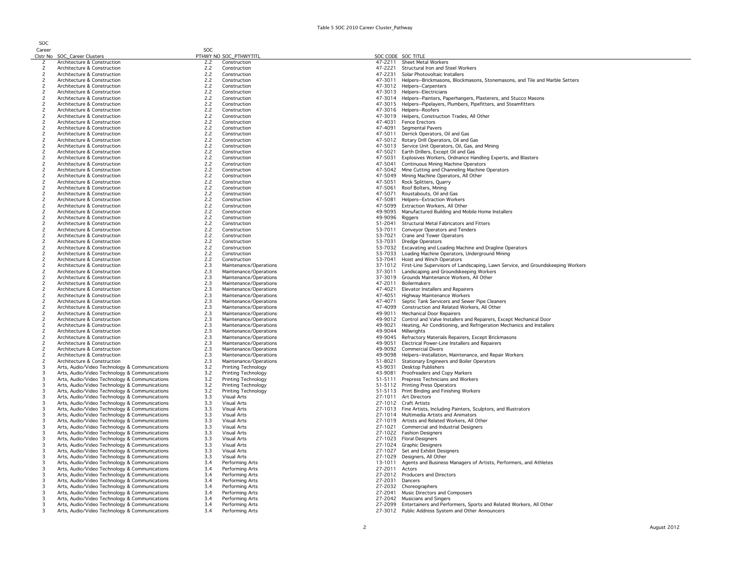Table 5 SOC 2010 Career Cluster_Pathway

| SOC Career Clstr No | SOC_Career Clusters | SOC PTHWY NO | SOC_PTHWYTITL | SOC CODE | SOC TITLE |
|---|---|---|---|---|---|
| 2 | Architecture & Construction | 2.2 | Construction | 47-2211 | Sheet Metal Workers |
| 2 | Architecture & Construction | 2.2 | Construction | 47-2221 | Structural Iron and Steel Workers |
| 2 | Architecture & Construction | 2.2 | Construction | 47-2231 | Solar Photovoltaic Installers |
| 2 | Architecture & Construction | 2.2 | Construction | 47-3011 | Helpers--Brickmasons, Blockmasons, Stonemasons, and Tile and Marble Setters |
| 2 | Architecture & Construction | 2.2 | Construction | 47-3012 | Helpers--Carpenters |
| 2 | Architecture & Construction | 2.2 | Construction | 47-3013 | Helpers--Electricians |
| 2 | Architecture & Construction | 2.2 | Construction | 47-3014 | Helpers--Painters, Paperhangers, Plasterers, and Stucco Masons |
| 2 | Architecture & Construction | 2.2 | Construction | 47-3015 | Helpers--Pipelayers, Plumbers, Pipefitters, and Steamfitters |
| 2 | Architecture & Construction | 2.2 | Construction | 47-3016 | Helpers--Roofers |
| 2 | Architecture & Construction | 2.2 | Construction | 47-3019 | Helpers, Construction Trades, All Other |
| 2 | Architecture & Construction | 2.2 | Construction | 47-4031 | Fence Erectors |
| 2 | Architecture & Construction | 2.2 | Construction | 47-4091 | Segmental Pavers |
| 2 | Architecture & Construction | 2.2 | Construction | 47-5011 | Derrick Operators, Oil and Gas |
| 2 | Architecture & Construction | 2.2 | Construction | 47-5012 | Rotary Drill Operators, Oil and Gas |
| 2 | Architecture & Construction | 2.2 | Construction | 47-5013 | Service Unit Operators, Oil, Gas, and Mining |
| 2 | Architecture & Construction | 2.2 | Construction | 47-5021 | Earth Drillers, Except Oil and Gas |
| 2 | Architecture & Construction | 2.2 | Construction | 47-5031 | Explosives Workers, Ordnance Handling Experts, and Blasters |
| 2 | Architecture & Construction | 2.2 | Construction | 47-5041 | Continuous Mining Machine Operators |
| 2 | Architecture & Construction | 2.2 | Construction | 47-5042 | Mine Cutting and Channeling Machine Operators |
| 2 | Architecture & Construction | 2.2 | Construction | 47-5049 | Mining Machine Operators, All Other |
| 2 | Architecture & Construction | 2.2 | Construction | 47-5051 | Rock Splitters, Quarry |
| 2 | Architecture & Construction | 2.2 | Construction | 47-5061 | Roof Bolters, Mining |
| 2 | Architecture & Construction | 2.2 | Construction | 47-5071 | Roustabouts, Oil and Gas |
| 2 | Architecture & Construction | 2.2 | Construction | 47-5081 | Helpers--Extraction Workers |
| 2 | Architecture & Construction | 2.2 | Construction | 47-5099 | Extraction Workers, All Other |
| 2 | Architecture & Construction | 2.2 | Construction | 49-9095 | Manufactured Building and Mobile Home Installers |
| 2 | Architecture & Construction | 2.2 | Construction | 49-9096 | Riggers |
| 2 | Architecture & Construction | 2.2 | Construction | 51-2041 | Structural Metal Fabricators and Fitters |
| 2 | Architecture & Construction | 2.2 | Construction | 53-7011 | Conveyor Operators and Tenders |
| 2 | Architecture & Construction | 2.2 | Construction | 53-7021 | Crane and Tower Operators |
| 2 | Architecture & Construction | 2.2 | Construction | 53-7031 | Dredge Operators |
| 2 | Architecture & Construction | 2.2 | Construction | 53-7032 | Excavating and Loading Machine and Dragline Operators |
| 2 | Architecture & Construction | 2.2 | Construction | 53-7033 | Loading Machine Operators, Underground Mining |
| 2 | Architecture & Construction | 2.2 | Construction | 53-7041 | Hoist and Winch Operators |
| 2 | Architecture & Construction | 2.3 | Maintenance/Operations | 37-1012 | First-Line Supervisors of Landscaping, Lawn Service, and Groundskeeping Workers |
| 2 | Architecture & Construction | 2.3 | Maintenance/Operations | 37-3011 | Landscaping and Groundskeeping Workers |
| 2 | Architecture & Construction | 2.3 | Maintenance/Operations | 37-3019 | Grounds Maintenance Workers, All Other |
| 2 | Architecture & Construction | 2.3 | Maintenance/Operations | 47-2011 | Boilermakers |
| 2 | Architecture & Construction | 2.3 | Maintenance/Operations | 47-4021 | Elevator Installers and Repairers |
| 2 | Architecture & Construction | 2.3 | Maintenance/Operations | 47-4051 | Highway Maintenance Workers |
| 2 | Architecture & Construction | 2.3 | Maintenance/Operations | 47-4071 | Septic Tank Servicers and Sewer Pipe Cleaners |
| 2 | Architecture & Construction | 2.3 | Maintenance/Operations | 47-4099 | Construction and Related Workers, All Other |
| 2 | Architecture & Construction | 2.3 | Maintenance/Operations | 49-9011 | Mechanical Door Repairers |
| 2 | Architecture & Construction | 2.3 | Maintenance/Operations | 49-9012 | Control and Valve Installers and Repairers, Except Mechanical Door |
| 2 | Architecture & Construction | 2.3 | Maintenance/Operations | 49-9021 | Heating, Air Conditioning, and Refrigeration Mechanics and Installers |
| 2 | Architecture & Construction | 2.3 | Maintenance/Operations | 49-9044 | Millwrights |
| 2 | Architecture & Construction | 2.3 | Maintenance/Operations | 49-9045 | Refractory Materials Repairers, Except Brickmasons |
| 2 | Architecture & Construction | 2.3 | Maintenance/Operations | 49-9051 | Electrical Power-Line Installers and Repairers |
| 2 | Architecture & Construction | 2.3 | Maintenance/Operations | 49-9092 | Commercial Divers |
| 2 | Architecture & Construction | 2.3 | Maintenance/Operations | 49-9098 | Helpers--Installation, Maintenance, and Repair Workers |
| 2 | Architecture & Construction | 2.3 | Maintenance/Operations | 51-8021 | Stationary Engineers and Boiler Operators |
| 3 | Arts, Audio/Video Technology & Communications | 3.2 | Printing Technology | 43-9031 | Desktop Publishers |
| 3 | Arts, Audio/Video Technology & Communications | 3.2 | Printing Technology | 43-9081 | Proofreaders and Copy Markers |
| 3 | Arts, Audio/Video Technology & Communications | 3.2 | Printing Technology | 51-5111 | Prepress Technicians and Workers |
| 3 | Arts, Audio/Video Technology & Communications | 3.2 | Printing Technology | 51-5112 | Printing Press Operators |
| 3 | Arts, Audio/Video Technology & Communications | 3.2 | Printing Technology | 51-5113 | Print Binding and Finishing Workers |
| 3 | Arts, Audio/Video Technology & Communications | 3.3 | Visual Arts | 27-1011 | Art Directors |
| 3 | Arts, Audio/Video Technology & Communications | 3.3 | Visual Arts | 27-1012 | Craft Artists |
| 3 | Arts, Audio/Video Technology & Communications | 3.3 | Visual Arts | 27-1013 | Fine Artists, Including Painters, Sculptors, and Illustrators |
| 3 | Arts, Audio/Video Technology & Communications | 3.3 | Visual Arts | 27-1014 | Multimedia Artists and Animators |
| 3 | Arts, Audio/Video Technology & Communications | 3.3 | Visual Arts | 27-1019 | Artists and Related Workers, All Other |
| 3 | Arts, Audio/Video Technology & Communications | 3.3 | Visual Arts | 27-1021 | Commercial and Industrial Designers |
| 3 | Arts, Audio/Video Technology & Communications | 3.3 | Visual Arts | 27-1022 | Fashion Designers |
| 3 | Arts, Audio/Video Technology & Communications | 3.3 | Visual Arts | 27-1023 | Floral Designers |
| 3 | Arts, Audio/Video Technology & Communications | 3.3 | Visual Arts | 27-1024 | Graphic Designers |
| 3 | Arts, Audio/Video Technology & Communications | 3.3 | Visual Arts | 27-1027 | Set and Exhibit Designers |
| 3 | Arts, Audio/Video Technology & Communications | 3.3 | Visual Arts | 27-1029 | Designers, All Other |
| 3 | Arts, Audio/Video Technology & Communications | 3.4 | Performing Arts | 13-1011 | Agents and Business Managers of Artists, Performers, and Athletes |
| 3 | Arts, Audio/Video Technology & Communications | 3.4 | Performing Arts | 27-2011 | Actors |
| 3 | Arts, Audio/Video Technology & Communications | 3.4 | Performing Arts | 27-2012 | Producers and Directors |
| 3 | Arts, Audio/Video Technology & Communications | 3.4 | Performing Arts | 27-2031 | Dancers |
| 3 | Arts, Audio/Video Technology & Communications | 3.4 | Performing Arts | 27-2032 | Choreographers |
| 3 | Arts, Audio/Video Technology & Communications | 3.4 | Performing Arts | 27-2041 | Music Directors and Composers |
| 3 | Arts, Audio/Video Technology & Communications | 3.4 | Performing Arts | 27-2042 | Musicians and Singers |
| 3 | Arts, Audio/Video Technology & Communications | 3.4 | Performing Arts | 27-2099 | Entertainers and Performers, Sports and Related Workers, All Other |
| 3 | Arts, Audio/Video Technology & Communications | 3.4 | Performing Arts | 27-3012 | Public Address System and Other Announcers |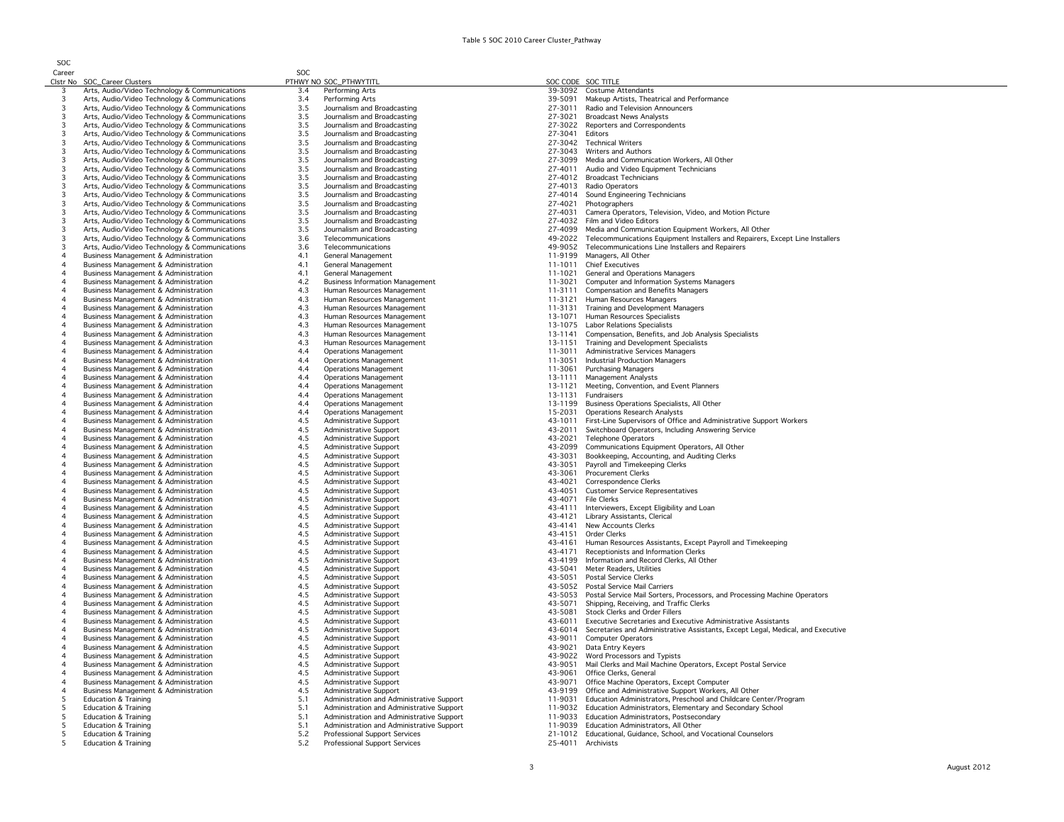Table 5 SOC 2010 Career Cluster_Pathway

| SOC Career Clstr No | SOC_Career Clusters | SOC PTHWY NO | SOC_PTHWYTITL | SOC CODE | SOC TITLE |
|---|---|---|---|---|---|
| 3 | Arts, Audio/Video Technology & Communications | 3.4 | Performing Arts | 39-3092 | Costume Attendants |
| 3 | Arts, Audio/Video Technology & Communications | 3.4 | Performing Arts | 39-5091 | Makeup Artists, Theatrical and Performance |
| 3 | Arts, Audio/Video Technology & Communications | 3.5 | Journalism and Broadcasting | 27-3011 | Radio and Television Announcers |
| 3 | Arts, Audio/Video Technology & Communications | 3.5 | Journalism and Broadcasting | 27-3021 | Broadcast News Analysts |
| 3 | Arts, Audio/Video Technology & Communications | 3.5 | Journalism and Broadcasting | 27-3022 | Reporters and Correspondents |
| 3 | Arts, Audio/Video Technology & Communications | 3.5 | Journalism and Broadcasting | 27-3041 | Editors |
| 3 | Arts, Audio/Video Technology & Communications | 3.5 | Journalism and Broadcasting | 27-3042 | Technical Writers |
| 3 | Arts, Audio/Video Technology & Communications | 3.5 | Journalism and Broadcasting | 27-3043 | Writers and Authors |
| 3 | Arts, Audio/Video Technology & Communications | 3.5 | Journalism and Broadcasting | 27-3099 | Media and Communication Workers, All Other |
| 3 | Arts, Audio/Video Technology & Communications | 3.5 | Journalism and Broadcasting | 27-4011 | Audio and Video Equipment Technicians |
| 3 | Arts, Audio/Video Technology & Communications | 3.5 | Journalism and Broadcasting | 27-4012 | Broadcast Technicians |
| 3 | Arts, Audio/Video Technology & Communications | 3.5 | Journalism and Broadcasting | 27-4013 | Radio Operators |
| 3 | Arts, Audio/Video Technology & Communications | 3.5 | Journalism and Broadcasting | 27-4014 | Sound Engineering Technicians |
| 3 | Arts, Audio/Video Technology & Communications | 3.5 | Journalism and Broadcasting | 27-4021 | Photographers |
| 3 | Arts, Audio/Video Technology & Communications | 3.5 | Journalism and Broadcasting | 27-4031 | Camera Operators, Television, Video, and Motion Picture |
| 3 | Arts, Audio/Video Technology & Communications | 3.5 | Journalism and Broadcasting | 27-4032 | Film and Video Editors |
| 3 | Arts, Audio/Video Technology & Communications | 3.5 | Journalism and Broadcasting | 27-4099 | Media and Communication Equipment Workers, All Other |
| 3 | Arts, Audio/Video Technology & Communications | 3.6 | Telecommunications | 49-2022 | Telecommunications Equipment Installers and Repairers, Except Line Installers |
| 3 | Arts, Audio/Video Technology & Communications | 3.6 | Telecommunications | 49-9052 | Telecommunications Line Installers and Repairers |
| 4 | Business Management & Administration | 4.1 | General Management | 11-9199 | Managers, All Other |
| 4 | Business Management & Administration | 4.1 | General Management | 11-1011 | Chief Executives |
| 4 | Business Management & Administration | 4.1 | General Management | 11-1021 | General and Operations Managers |
| 4 | Business Management & Administration | 4.2 | Business Information Management | 11-3021 | Computer and Information Systems Managers |
| 4 | Business Management & Administration | 4.3 | Human Resources Management | 11-3111 | Compensation and Benefits Managers |
| 4 | Business Management & Administration | 4.3 | Human Resources Management | 11-3121 | Human Resources Managers |
| 4 | Business Management & Administration | 4.3 | Human Resources Management | 11-3131 | Training and Development Managers |
| 4 | Business Management & Administration | 4.3 | Human Resources Management | 13-1071 | Human Resources Specialists |
| 4 | Business Management & Administration | 4.3 | Human Resources Management | 13-1075 | Labor Relations Specialists |
| 4 | Business Management & Administration | 4.3 | Human Resources Management | 13-1141 | Compensation, Benefits, and Job Analysis Specialists |
| 4 | Business Management & Administration | 4.3 | Human Resources Management | 13-1151 | Training and Development Specialists |
| 4 | Business Management & Administration | 4.4 | Operations Management | 11-3011 | Administrative Services Managers |
| 4 | Business Management & Administration | 4.4 | Operations Management | 11-3051 | Industrial Production Managers |
| 4 | Business Management & Administration | 4.4 | Operations Management | 11-3061 | Purchasing Managers |
| 4 | Business Management & Administration | 4.4 | Operations Management | 13-1111 | Management Analysts |
| 4 | Business Management & Administration | 4.4 | Operations Management | 13-1121 | Meeting, Convention, and Event Planners |
| 4 | Business Management & Administration | 4.4 | Operations Management | 13-1131 | Fundraisers |
| 4 | Business Management & Administration | 4.4 | Operations Management | 13-1199 | Business Operations Specialists, All Other |
| 4 | Business Management & Administration | 4.4 | Operations Management | 15-2031 | Operations Research Analysts |
| 4 | Business Management & Administration | 4.5 | Administrative Support | 43-1011 | First-Line Supervisors of Office and Administrative Support Workers |
| 4 | Business Management & Administration | 4.5 | Administrative Support | 43-2011 | Switchboard Operators, Including Answering Service |
| 4 | Business Management & Administration | 4.5 | Administrative Support | 43-2021 | Telephone Operators |
| 4 | Business Management & Administration | 4.5 | Administrative Support | 43-2099 | Communications Equipment Operators, All Other |
| 4 | Business Management & Administration | 4.5 | Administrative Support | 43-3031 | Bookkeeping, Accounting, and Auditing Clerks |
| 4 | Business Management & Administration | 4.5 | Administrative Support | 43-3051 | Payroll and Timekeeping Clerks |
| 4 | Business Management & Administration | 4.5 | Administrative Support | 43-3061 | Procurement Clerks |
| 4 | Business Management & Administration | 4.5 | Administrative Support | 43-4021 | Correspondence Clerks |
| 4 | Business Management & Administration | 4.5 | Administrative Support | 43-4051 | Customer Service Representatives |
| 4 | Business Management & Administration | 4.5 | Administrative Support | 43-4071 | File Clerks |
| 4 | Business Management & Administration | 4.5 | Administrative Support | 43-4111 | Interviewers, Except Eligibility and Loan |
| 4 | Business Management & Administration | 4.5 | Administrative Support | 43-4121 | Library Assistants, Clerical |
| 4 | Business Management & Administration | 4.5 | Administrative Support | 43-4141 | New Accounts Clerks |
| 4 | Business Management & Administration | 4.5 | Administrative Support | 43-4151 | Order Clerks |
| 4 | Business Management & Administration | 4.5 | Administrative Support | 43-4161 | Human Resources Assistants, Except Payroll and Timekeeping |
| 4 | Business Management & Administration | 4.5 | Administrative Support | 43-4171 | Receptionists and Information Clerks |
| 4 | Business Management & Administration | 4.5 | Administrative Support | 43-4199 | Information and Record Clerks, All Other |
| 4 | Business Management & Administration | 4.5 | Administrative Support | 43-5041 | Meter Readers, Utilities |
| 4 | Business Management & Administration | 4.5 | Administrative Support | 43-5051 | Postal Service Clerks |
| 4 | Business Management & Administration | 4.5 | Administrative Support | 43-5052 | Postal Service Mail Carriers |
| 4 | Business Management & Administration | 4.5 | Administrative Support | 43-5053 | Postal Service Mail Sorters, Processors, and Processing Machine Operators |
| 4 | Business Management & Administration | 4.5 | Administrative Support | 43-5071 | Shipping, Receiving, and Traffic Clerks |
| 4 | Business Management & Administration | 4.5 | Administrative Support | 43-5081 | Stock Clerks and Order Fillers |
| 4 | Business Management & Administration | 4.5 | Administrative Support | 43-6011 | Executive Secretaries and Executive Administrative Assistants |
| 4 | Business Management & Administration | 4.5 | Administrative Support | 43-6014 | Secretaries and Administrative Assistants, Except Legal, Medical, and Executive |
| 4 | Business Management & Administration | 4.5 | Administrative Support | 43-9011 | Computer Operators |
| 4 | Business Management & Administration | 4.5 | Administrative Support | 43-9021 | Data Entry Keyers |
| 4 | Business Management & Administration | 4.5 | Administrative Support | 43-9022 | Word Processors and Typists |
| 4 | Business Management & Administration | 4.5 | Administrative Support | 43-9051 | Mail Clerks and Mail Machine Operators, Except Postal Service |
| 4 | Business Management & Administration | 4.5 | Administrative Support | 43-9061 | Office Clerks, General |
| 4 | Business Management & Administration | 4.5 | Administrative Support | 43-9071 | Office Machine Operators, Except Computer |
| 4 | Business Management & Administration | 4.5 | Administrative Support | 43-9199 | Office and Administrative Support Workers, All Other |
| 5 | Education & Training | 5.1 | Administration and Administrative Support | 11-9031 | Education Administrators, Preschool and Childcare Center/Program |
| 5 | Education & Training | 5.1 | Administration and Administrative Support | 11-9032 | Education Administrators, Elementary and Secondary School |
| 5 | Education & Training | 5.1 | Administration and Administrative Support | 11-9033 | Education Administrators, Postsecondary |
| 5 | Education & Training | 5.1 | Administration and Administrative Support | 11-9039 | Education Administrators, All Other |
| 5 | Education & Training | 5.2 | Professional Support Services | 21-1012 | Educational, Guidance, School, and Vocational Counselors |
| 5 | Education & Training | 5.2 | Professional Support Services | 25-4011 | Archivists |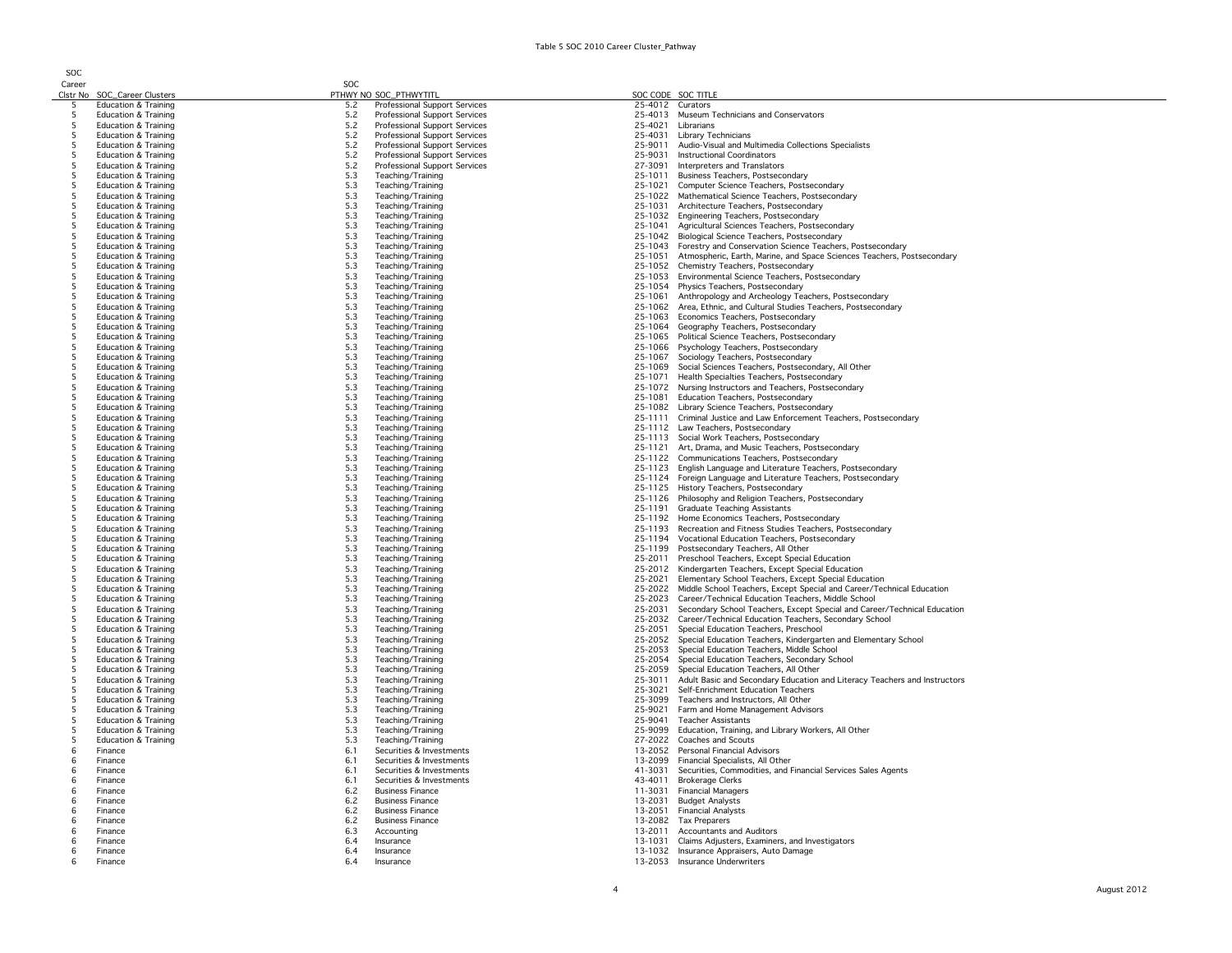Table 5 SOC 2010 Career Cluster_Pathway

| SOC Career Clstr No | SOC_Career Clusters | SOC PTHWY NO | SOC_PTHWYTITL | SOC CODE | SOC TITLE |
|---|---|---|---|---|---|
| 5 | Education & Training | 5.2 | Professional Support Services | 25-4012 | Curators |
| 5 | Education & Training | 5.2 | Professional Support Services | 25-4013 | Museum Technicians and Conservators |
| 5 | Education & Training | 5.2 | Professional Support Services | 25-4021 | Librarians |
| 5 | Education & Training | 5.2 | Professional Support Services | 25-4031 | Library Technicians |
| 5 | Education & Training | 5.2 | Professional Support Services | 25-9011 | Audio-Visual and Multimedia Collections Specialists |
| 5 | Education & Training | 5.2 | Professional Support Services | 25-9031 | Instructional Coordinators |
| 5 | Education & Training | 5.2 | Professional Support Services | 27-3091 | Interpreters and Translators |
| 5 | Education & Training | 5.3 | Teaching/Training | 25-1011 | Business Teachers, Postsecondary |
| 5 | Education & Training | 5.3 | Teaching/Training | 25-1021 | Computer Science Teachers, Postsecondary |
| 5 | Education & Training | 5.3 | Teaching/Training | 25-1022 | Mathematical Science Teachers, Postsecondary |
| 5 | Education & Training | 5.3 | Teaching/Training | 25-1031 | Architecture Teachers, Postsecondary |
| 5 | Education & Training | 5.3 | Teaching/Training | 25-1032 | Engineering Teachers, Postsecondary |
| 5 | Education & Training | 5.3 | Teaching/Training | 25-1041 | Agricultural Sciences Teachers, Postsecondary |
| 5 | Education & Training | 5.3 | Teaching/Training | 25-1042 | Biological Science Teachers, Postsecondary |
| 5 | Education & Training | 5.3 | Teaching/Training | 25-1043 | Forestry and Conservation Science Teachers, Postsecondary |
| 5 | Education & Training | 5.3 | Teaching/Training | 25-1051 | Atmospheric, Earth, Marine, and Space Sciences Teachers, Postsecondary |
| 5 | Education & Training | 5.3 | Teaching/Training | 25-1052 | Chemistry Teachers, Postsecondary |
| 5 | Education & Training | 5.3 | Teaching/Training | 25-1053 | Environmental Science Teachers, Postsecondary |
| 5 | Education & Training | 5.3 | Teaching/Training | 25-1054 | Physics Teachers, Postsecondary |
| 5 | Education & Training | 5.3 | Teaching/Training | 25-1061 | Anthropology and Archeology Teachers, Postsecondary |
| 5 | Education & Training | 5.3 | Teaching/Training | 25-1062 | Area, Ethnic, and Cultural Studies Teachers, Postsecondary |
| 5 | Education & Training | 5.3 | Teaching/Training | 25-1063 | Economics Teachers, Postsecondary |
| 5 | Education & Training | 5.3 | Teaching/Training | 25-1064 | Geography Teachers, Postsecondary |
| 5 | Education & Training | 5.3 | Teaching/Training | 25-1065 | Political Science Teachers, Postsecondary |
| 5 | Education & Training | 5.3 | Teaching/Training | 25-1066 | Psychology Teachers, Postsecondary |
| 5 | Education & Training | 5.3 | Teaching/Training | 25-1067 | Sociology Teachers, Postsecondary |
| 5 | Education & Training | 5.3 | Teaching/Training | 25-1069 | Social Sciences Teachers, Postsecondary, All Other |
| 5 | Education & Training | 5.3 | Teaching/Training | 25-1071 | Health Specialties Teachers, Postsecondary |
| 5 | Education & Training | 5.3 | Teaching/Training | 25-1072 | Nursing Instructors and Teachers, Postsecondary |
| 5 | Education & Training | 5.3 | Teaching/Training | 25-1081 | Education Teachers, Postsecondary |
| 5 | Education & Training | 5.3 | Teaching/Training | 25-1082 | Library Science Teachers, Postsecondary |
| 5 | Education & Training | 5.3 | Teaching/Training | 25-1111 | Criminal Justice and Law Enforcement Teachers, Postsecondary |
| 5 | Education & Training | 5.3 | Teaching/Training | 25-1112 | Law Teachers, Postsecondary |
| 5 | Education & Training | 5.3 | Teaching/Training | 25-1113 | Social Work Teachers, Postsecondary |
| 5 | Education & Training | 5.3 | Teaching/Training | 25-1121 | Art, Drama, and Music Teachers, Postsecondary |
| 5 | Education & Training | 5.3 | Teaching/Training | 25-1122 | Communications Teachers, Postsecondary |
| 5 | Education & Training | 5.3 | Teaching/Training | 25-1123 | English Language and Literature Teachers, Postsecondary |
| 5 | Education & Training | 5.3 | Teaching/Training | 25-1124 | Foreign Language and Literature Teachers, Postsecondary |
| 5 | Education & Training | 5.3 | Teaching/Training | 25-1125 | History Teachers, Postsecondary |
| 5 | Education & Training | 5.3 | Teaching/Training | 25-1126 | Philosophy and Religion Teachers, Postsecondary |
| 5 | Education & Training | 5.3 | Teaching/Training | 25-1191 | Graduate Teaching Assistants |
| 5 | Education & Training | 5.3 | Teaching/Training | 25-1192 | Home Economics Teachers, Postsecondary |
| 5 | Education & Training | 5.3 | Teaching/Training | 25-1193 | Recreation and Fitness Studies Teachers, Postsecondary |
| 5 | Education & Training | 5.3 | Teaching/Training | 25-1194 | Vocational Education Teachers, Postsecondary |
| 5 | Education & Training | 5.3 | Teaching/Training | 25-1199 | Postsecondary Teachers, All Other |
| 5 | Education & Training | 5.3 | Teaching/Training | 25-2011 | Preschool Teachers, Except Special Education |
| 5 | Education & Training | 5.3 | Teaching/Training | 25-2012 | Kindergarten Teachers, Except Special Education |
| 5 | Education & Training | 5.3 | Teaching/Training | 25-2021 | Elementary School Teachers, Except Special Education |
| 5 | Education & Training | 5.3 | Teaching/Training | 25-2022 | Middle School Teachers, Except Special and Career/Technical Education |
| 5 | Education & Training | 5.3 | Teaching/Training | 25-2023 | Career/Technical Education Teachers, Middle School |
| 5 | Education & Training | 5.3 | Teaching/Training | 25-2031 | Secondary School Teachers, Except Special and Career/Technical Education |
| 5 | Education & Training | 5.3 | Teaching/Training | 25-2032 | Career/Technical Education Teachers, Secondary School |
| 5 | Education & Training | 5.3 | Teaching/Training | 25-2051 | Special Education Teachers, Preschool |
| 5 | Education & Training | 5.3 | Teaching/Training | 25-2052 | Special Education Teachers, Kindergarten and Elementary School |
| 5 | Education & Training | 5.3 | Teaching/Training | 25-2053 | Special Education Teachers, Middle School |
| 5 | Education & Training | 5.3 | Teaching/Training | 25-2054 | Special Education Teachers, Secondary School |
| 5 | Education & Training | 5.3 | Teaching/Training | 25-2059 | Special Education Teachers, All Other |
| 5 | Education & Training | 5.3 | Teaching/Training | 25-3011 | Adult Basic and Secondary Education and Literacy Teachers and Instructors |
| 5 | Education & Training | 5.3 | Teaching/Training | 25-3021 | Self-Enrichment Education Teachers |
| 5 | Education & Training | 5.3 | Teaching/Training | 25-3099 | Teachers and Instructors, All Other |
| 5 | Education & Training | 5.3 | Teaching/Training | 25-9021 | Farm and Home Management Advisors |
| 5 | Education & Training | 5.3 | Teaching/Training | 25-9041 | Teacher Assistants |
| 5 | Education & Training | 5.3 | Teaching/Training | 25-9099 | Education, Training, and Library Workers, All Other |
| 5 | Education & Training | 5.3 | Teaching/Training | 27-2022 | Coaches and Scouts |
| 6 | Finance | 6.1 | Securities & Investments | 13-2052 | Personal Financial Advisors |
| 6 | Finance | 6.1 | Securities & Investments | 13-2099 | Financial Specialists, All Other |
| 6 | Finance | 6.1 | Securities & Investments | 41-3031 | Securities, Commodities, and Financial Services Sales Agents |
| 6 | Finance | 6.1 | Securities & Investments | 43-4011 | Brokerage Clerks |
| 6 | Finance | 6.2 | Business Finance | 11-3031 | Financial Managers |
| 6 | Finance | 6.2 | Business Finance | 13-2031 | Budget Analysts |
| 6 | Finance | 6.2 | Business Finance | 13-2051 | Financial Analysts |
| 6 | Finance | 6.2 | Business Finance | 13-2082 | Tax Preparers |
| 6 | Finance | 6.3 | Accounting | 13-2011 | Accountants and Auditors |
| 6 | Finance | 6.4 | Insurance | 13-1031 | Claims Adjusters, Examiners, and Investigators |
| 6 | Finance | 6.4 | Insurance | 13-1032 | Insurance Appraisers, Auto Damage |
| 6 | Finance | 6.4 | Insurance | 13-2053 | Insurance Underwriters |

August 2012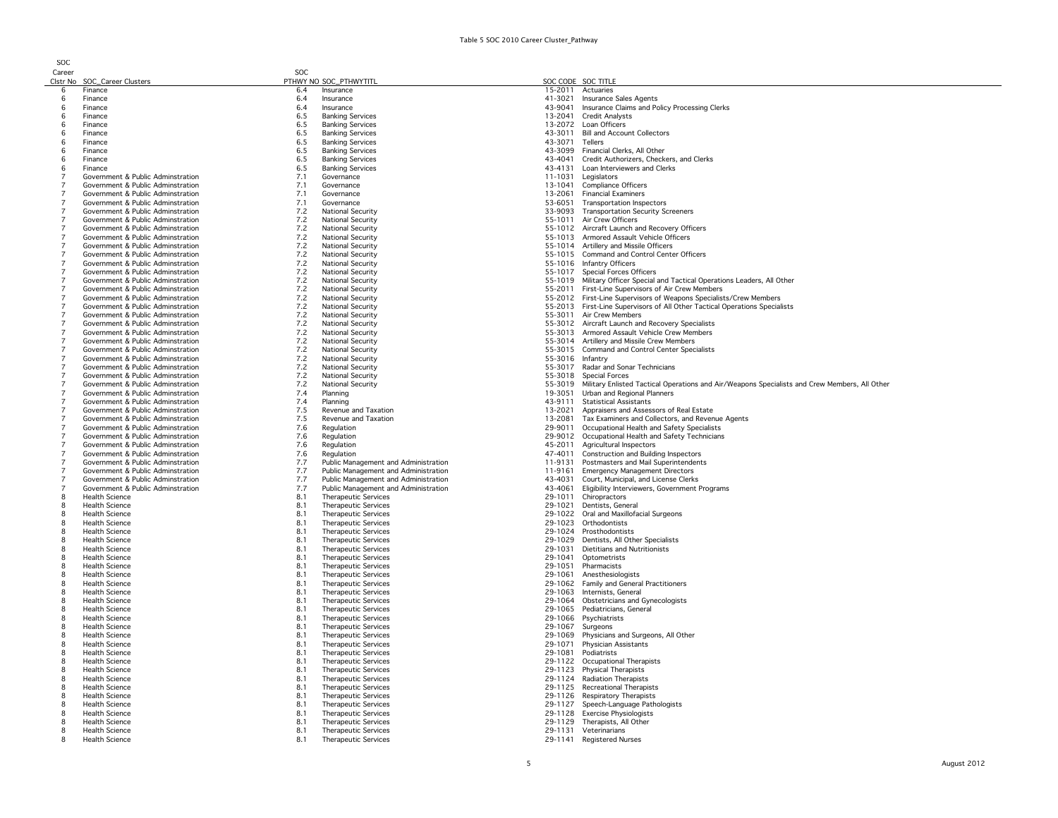# Table 5 SOC 2010 Career Cluster_Pathway

| SOC Career Clstr No | SOC_Career Clusters | SOC PTHWY NO | SOC_PTHWYTITL | SOC CODE | SOC TITLE |
|---|---|---|---|---|---|
| 6 | Finance | 6.4 | Insurance | 15-2011 | Actuaries |
| 6 | Finance | 6.4 | Insurance | 41-3021 | Insurance Sales Agents |
| 6 | Finance | 6.4 | Insurance | 43-9041 | Insurance Claims and Policy Processing Clerks |
| 6 | Finance | 6.5 | Banking Services | 13-2041 | Credit Analysts |
| 6 | Finance | 6.5 | Banking Services | 13-2072 | Loan Officers |
| 6 | Finance | 6.5 | Banking Services | 43-3011 | Bill and Account Collectors |
| 6 | Finance | 6.5 | Banking Services | 43-3071 | Tellers |
| 6 | Finance | 6.5 | Banking Services | 43-3099 | Financial Clerks, All Other |
| 6 | Finance | 6.5 | Banking Services | 43-4041 | Credit Authorizers, Checkers, and Clerks |
| 6 | Finance | 6.5 | Banking Services | 43-4131 | Loan Interviewers and Clerks |
| 7 | Government & Public Adminstration | 7.1 | Governance | 11-1031 | Legislators |
| 7 | Government & Public Adminstration | 7.1 | Governance | 13-1041 | Compliance Officers |
| 7 | Government & Public Adminstration | 7.1 | Governance | 13-2061 | Financial Examiners |
| 7 | Government & Public Adminstration | 7.1 | Governance | 53-6051 | Transportation Inspectors |
| 7 | Government & Public Adminstration | 7.2 | National Security | 33-9093 | Transportation Security Screeners |
| 7 | Government & Public Adminstration | 7.2 | National Security | 55-1011 | Air Crew Officers |
| 7 | Government & Public Adminstration | 7.2 | National Security | 55-1012 | Aircraft Launch and Recovery Officers |
| 7 | Government & Public Adminstration | 7.2 | National Security | 55-1013 | Armored Assault Vehicle Officers |
| 7 | Government & Public Adminstration | 7.2 | National Security | 55-1014 | Artillery and Missile Officers |
| 7 | Government & Public Adminstration | 7.2 | National Security | 55-1015 | Command and Control Center Officers |
| 7 | Government & Public Adminstration | 7.2 | National Security | 55-1016 | Infantry Officers |
| 7 | Government & Public Adminstration | 7.2 | National Security | 55-1017 | Special Forces Officers |
| 7 | Government & Public Adminstration | 7.2 | National Security | 55-1019 | Military Officer Special and Tactical Operations Leaders, All Other |
| 7 | Government & Public Adminstration | 7.2 | National Security | 55-2011 | First-Line Supervisors of Air Crew Members |
| 7 | Government & Public Adminstration | 7.2 | National Security | 55-2012 | First-Line Supervisors of Weapons Specialists/Crew Members |
| 7 | Government & Public Adminstration | 7.2 | National Security | 55-2013 | First-Line Supervisors of All Other Tactical Operations Specialists |
| 7 | Government & Public Adminstration | 7.2 | National Security | 55-3011 | Air Crew Members |
| 7 | Government & Public Adminstration | 7.2 | National Security | 55-3012 | Aircraft Launch and Recovery Specialists |
| 7 | Government & Public Adminstration | 7.2 | National Security | 55-3013 | Armored Assault Vehicle Crew Members |
| 7 | Government & Public Adminstration | 7.2 | National Security | 55-3014 | Artillery and Missile Crew Members |
| 7 | Government & Public Adminstration | 7.2 | National Security | 55-3015 | Command and Control Center Specialists |
| 7 | Government & Public Adminstration | 7.2 | National Security | 55-3016 | Infantry |
| 7 | Government & Public Adminstration | 7.2 | National Security | 55-3017 | Radar and Sonar Technicians |
| 7 | Government & Public Adminstration | 7.2 | National Security | 55-3018 | Special Forces |
| 7 | Government & Public Adminstration | 7.2 | National Security | 55-3019 | Military Enlisted Tactical Operations and Air/Weapons Specialists and Crew Members, All Other |
| 7 | Government & Public Adminstration | 7.4 | Planning | 19-3051 | Urban and Regional Planners |
| 7 | Government & Public Adminstration | 7.4 | Planning | 43-9111 | Statistical Assistants |
| 7 | Government & Public Adminstration | 7.5 | Revenue and Taxation | 13-2021 | Appraisers and Assessors of Real Estate |
| 7 | Government & Public Adminstration | 7.5 | Revenue and Taxation | 13-2081 | Tax Examiners and Collectors, and Revenue Agents |
| 7 | Government & Public Adminstration | 7.6 | Regulation | 29-9011 | Occupational Health and Safety Specialists |
| 7 | Government & Public Adminstration | 7.6 | Regulation | 29-9012 | Occupational Health and Safety Technicians |
| 7 | Government & Public Adminstration | 7.6 | Regulation | 45-2011 | Agricultural Inspectors |
| 7 | Government & Public Adminstration | 7.6 | Regulation | 47-4011 | Construction and Building Inspectors |
| 7 | Government & Public Adminstration | 7.7 | Public Management and Administration | 11-9131 | Postmasters and Mail Superintendents |
| 7 | Government & Public Adminstration | 7.7 | Public Management and Administration | 11-9161 | Emergency Management Directors |
| 7 | Government & Public Adminstration | 7.7 | Public Management and Administration | 43-4031 | Court, Municipal, and License Clerks |
| 7 | Government & Public Adminstration | 7.7 | Public Management and Administration | 43-4061 | Eligibility Interviewers, Government Programs |
| 8 | Health Science | 8.1 | Therapeutic Services | 29-1011 | Chiropractors |
| 8 | Health Science | 8.1 | Therapeutic Services | 29-1021 | Dentists, General |
| 8 | Health Science | 8.1 | Therapeutic Services | 29-1022 | Oral and Maxillofacial Surgeons |
| 8 | Health Science | 8.1 | Therapeutic Services | 29-1023 | Orthodontists |
| 8 | Health Science | 8.1 | Therapeutic Services | 29-1024 | Prosthodontists |
| 8 | Health Science | 8.1 | Therapeutic Services | 29-1029 | Dentists, All Other Specialists |
| 8 | Health Science | 8.1 | Therapeutic Services | 29-1031 | Dietitians and Nutritionists |
| 8 | Health Science | 8.1 | Therapeutic Services | 29-1041 | Optometrists |
| 8 | Health Science | 8.1 | Therapeutic Services | 29-1051 | Pharmacists |
| 8 | Health Science | 8.1 | Therapeutic Services | 29-1061 | Anesthesiologists |
| 8 | Health Science | 8.1 | Therapeutic Services | 29-1062 | Family and General Practitioners |
| 8 | Health Science | 8.1 | Therapeutic Services | 29-1063 | Internists, General |
| 8 | Health Science | 8.1 | Therapeutic Services | 29-1064 | Obstetricians and Gynecologists |
| 8 | Health Science | 8.1 | Therapeutic Services | 29-1065 | Pediatricians, General |
| 8 | Health Science | 8.1 | Therapeutic Services | 29-1066 | Psychiatrists |
| 8 | Health Science | 8.1 | Therapeutic Services | 29-1067 | Surgeons |
| 8 | Health Science | 8.1 | Therapeutic Services | 29-1069 | Physicians and Surgeons, All Other |
| 8 | Health Science | 8.1 | Therapeutic Services | 29-1071 | Physician Assistants |
| 8 | Health Science | 8.1 | Therapeutic Services | 29-1081 | Podiatrists |
| 8 | Health Science | 8.1 | Therapeutic Services | 29-1122 | Occupational Therapists |
| 8 | Health Science | 8.1 | Therapeutic Services | 29-1123 | Physical Therapists |
| 8 | Health Science | 8.1 | Therapeutic Services | 29-1124 | Radiation Therapists |
| 8 | Health Science | 8.1 | Therapeutic Services | 29-1125 | Recreational Therapists |
| 8 | Health Science | 8.1 | Therapeutic Services | 29-1126 | Respiratory Therapists |
| 8 | Health Science | 8.1 | Therapeutic Services | 29-1127 | Speech-Language Pathologists |
| 8 | Health Science | 8.1 | Therapeutic Services | 29-1128 | Exercise Physiologists |
| 8 | Health Science | 8.1 | Therapeutic Services | 29-1129 | Therapists, All Other |
| 8 | Health Science | 8.1 | Therapeutic Services | 29-1131 | Veterinarians |
| 8 | Health Science | 8.1 | Therapeutic Services | 29-1141 | Registered Nurses |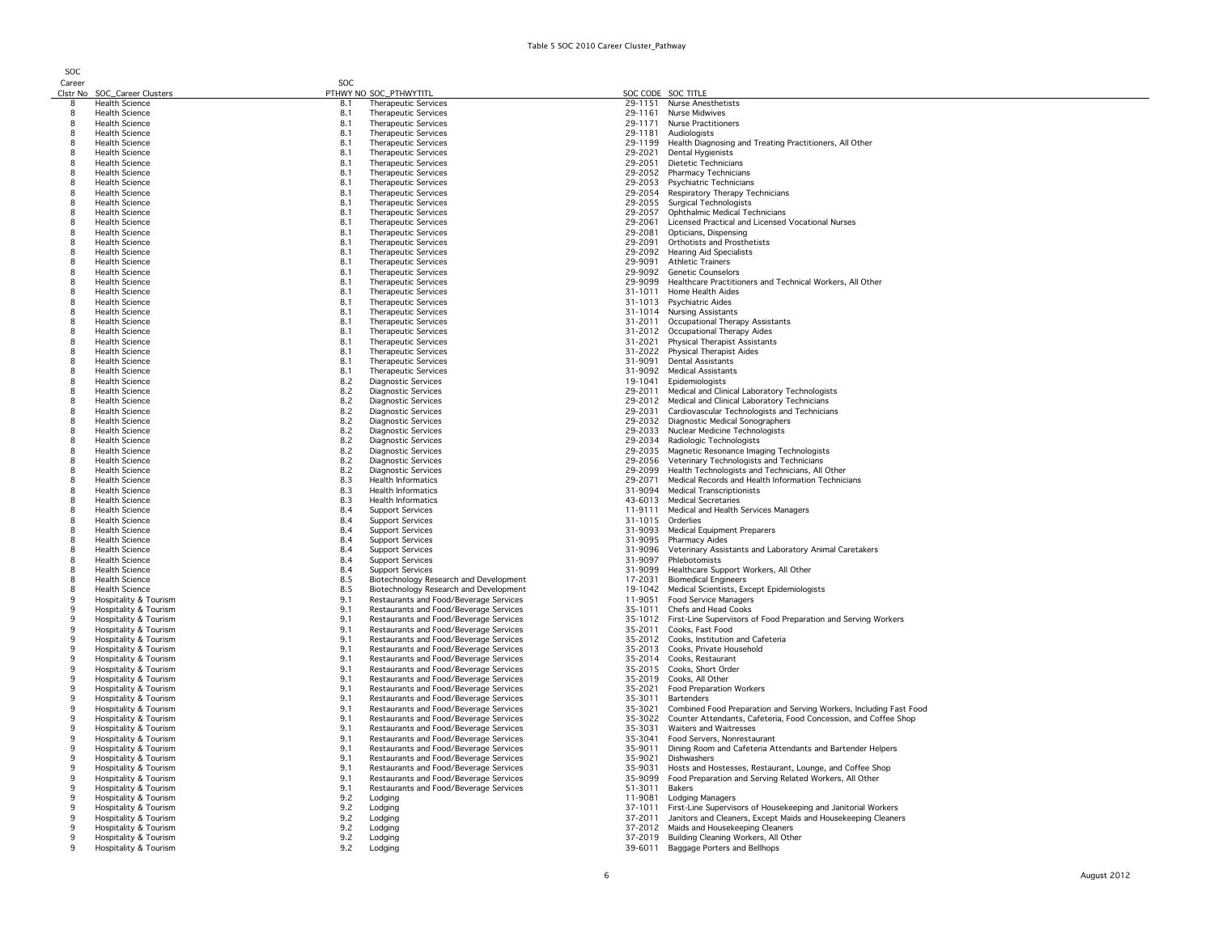Table 5 SOC 2010 Career Cluster_Pathway

| SOC Career Clstr No | SOC_Career Clusters | SOC PTHWY NO | SOC_PTHWYTITL | SOC CODE | SOC TITLE |
|---|---|---|---|---|---|
| 8 | Health Science | 8.1 | Therapeutic Services | 29-1151 | Nurse Anesthetists |
| 8 | Health Science | 8.1 | Therapeutic Services | 29-1161 | Nurse Midwives |
| 8 | Health Science | 8.1 | Therapeutic Services | 29-1171 | Nurse Practitioners |
| 8 | Health Science | 8.1 | Therapeutic Services | 29-1181 | Audiologists |
| 8 | Health Science | 8.1 | Therapeutic Services | 29-1199 | Health Diagnosing and Treating Practitioners, All Other |
| 8 | Health Science | 8.1 | Therapeutic Services | 29-2021 | Dental Hygienists |
| 8 | Health Science | 8.1 | Therapeutic Services | 29-2051 | Dietetic Technicians |
| 8 | Health Science | 8.1 | Therapeutic Services | 29-2052 | Pharmacy Technicians |
| 8 | Health Science | 8.1 | Therapeutic Services | 29-2053 | Psychiatric Technicians |
| 8 | Health Science | 8.1 | Therapeutic Services | 29-2054 | Respiratory Therapy Technicians |
| 8 | Health Science | 8.1 | Therapeutic Services | 29-2055 | Surgical Technologists |
| 8 | Health Science | 8.1 | Therapeutic Services | 29-2057 | Ophthalmic Medical Technicians |
| 8 | Health Science | 8.1 | Therapeutic Services | 29-2061 | Licensed Practical and Licensed Vocational Nurses |
| 8 | Health Science | 8.1 | Therapeutic Services | 29-2081 | Opticians, Dispensing |
| 8 | Health Science | 8.1 | Therapeutic Services | 29-2091 | Orthotists and Prosthetists |
| 8 | Health Science | 8.1 | Therapeutic Services | 29-2092 | Hearing Aid Specialists |
| 8 | Health Science | 8.1 | Therapeutic Services | 29-9091 | Athletic Trainers |
| 8 | Health Science | 8.1 | Therapeutic Services | 29-9092 | Genetic Counselors |
| 8 | Health Science | 8.1 | Therapeutic Services | 29-9099 | Healthcare Practitioners and Technical Workers, All Other |
| 8 | Health Science | 8.1 | Therapeutic Services | 31-1011 | Home Health Aides |
| 8 | Health Science | 8.1 | Therapeutic Services | 31-1013 | Psychiatric Aides |
| 8 | Health Science | 8.1 | Therapeutic Services | 31-1014 | Nursing Assistants |
| 8 | Health Science | 8.1 | Therapeutic Services | 31-2011 | Occupational Therapy Assistants |
| 8 | Health Science | 8.1 | Therapeutic Services | 31-2012 | Occupational Therapy Aides |
| 8 | Health Science | 8.1 | Therapeutic Services | 31-2021 | Physical Therapist Assistants |
| 8 | Health Science | 8.1 | Therapeutic Services | 31-2022 | Physical Therapist Aides |
| 8 | Health Science | 8.1 | Therapeutic Services | 31-9091 | Dental Assistants |
| 8 | Health Science | 8.1 | Therapeutic Services | 31-9092 | Medical Assistants |
| 8 | Health Science | 8.2 | Diagnostic Services | 19-1041 | Epidemiologists |
| 8 | Health Science | 8.2 | Diagnostic Services | 29-2011 | Medical and Clinical Laboratory Technologists |
| 8 | Health Science | 8.2 | Diagnostic Services | 29-2012 | Medical and Clinical Laboratory Technicians |
| 8 | Health Science | 8.2 | Diagnostic Services | 29-2031 | Cardiovascular Technologists and Technicians |
| 8 | Health Science | 8.2 | Diagnostic Services | 29-2032 | Diagnostic Medical Sonographers |
| 8 | Health Science | 8.2 | Diagnostic Services | 29-2033 | Nuclear Medicine Technologists |
| 8 | Health Science | 8.2 | Diagnostic Services | 29-2034 | Radiologic Technologists |
| 8 | Health Science | 8.2 | Diagnostic Services | 29-2035 | Magnetic Resonance Imaging Technologists |
| 8 | Health Science | 8.2 | Diagnostic Services | 29-2056 | Veterinary Technologists and Technicians |
| 8 | Health Science | 8.2 | Diagnostic Services | 29-2099 | Health Technologists and Technicians, All Other |
| 8 | Health Science | 8.3 | Health Informatics | 29-2071 | Medical Records and Health Information Technicians |
| 8 | Health Science | 8.3 | Health Informatics | 31-9094 | Medical Transcriptionists |
| 8 | Health Science | 8.3 | Health Informatics | 43-6013 | Medical Secretaries |
| 8 | Health Science | 8.4 | Support Services | 11-9111 | Medical and Health Services Managers |
| 8 | Health Science | 8.4 | Support Services | 31-1015 | Orderlies |
| 8 | Health Science | 8.4 | Support Services | 31-9093 | Medical Equipment Preparers |
| 8 | Health Science | 8.4 | Support Services | 31-9095 | Pharmacy Aides |
| 8 | Health Science | 8.4 | Support Services | 31-9096 | Veterinary Assistants and Laboratory Animal Caretakers |
| 8 | Health Science | 8.4 | Support Services | 31-9097 | Phlebotomists |
| 8 | Health Science | 8.4 | Support Services | 31-9099 | Healthcare Support Workers, All Other |
| 8 | Health Science | 8.5 | Biotechnology Research and Development | 17-2031 | Biomedical Engineers |
| 8 | Health Science | 8.5 | Biotechnology Research and Development | 19-1042 | Medical Scientists, Except Epidemiologists |
| 9 | Hospitality & Tourism | 9.1 | Restaurants and Food/Beverage Services | 11-9051 | Food Service Managers |
| 9 | Hospitality & Tourism | 9.1 | Restaurants and Food/Beverage Services | 35-1011 | Chefs and Head Cooks |
| 9 | Hospitality & Tourism | 9.1 | Restaurants and Food/Beverage Services | 35-1012 | First-Line Supervisors of Food Preparation and Serving Workers |
| 9 | Hospitality & Tourism | 9.1 | Restaurants and Food/Beverage Services | 35-2011 | Cooks, Fast Food |
| 9 | Hospitality & Tourism | 9.1 | Restaurants and Food/Beverage Services | 35-2012 | Cooks, Institution and Cafeteria |
| 9 | Hospitality & Tourism | 9.1 | Restaurants and Food/Beverage Services | 35-2013 | Cooks, Private Household |
| 9 | Hospitality & Tourism | 9.1 | Restaurants and Food/Beverage Services | 35-2014 | Cooks, Restaurant |
| 9 | Hospitality & Tourism | 9.1 | Restaurants and Food/Beverage Services | 35-2015 | Cooks, Short Order |
| 9 | Hospitality & Tourism | 9.1 | Restaurants and Food/Beverage Services | 35-2019 | Cooks, All Other |
| 9 | Hospitality & Tourism | 9.1 | Restaurants and Food/Beverage Services | 35-2021 | Food Preparation Workers |
| 9 | Hospitality & Tourism | 9.1 | Restaurants and Food/Beverage Services | 35-3011 | Bartenders |
| 9 | Hospitality & Tourism | 9.1 | Restaurants and Food/Beverage Services | 35-3021 | Combined Food Preparation and Serving Workers, Including Fast Food |
| 9 | Hospitality & Tourism | 9.1 | Restaurants and Food/Beverage Services | 35-3022 | Counter Attendants, Cafeteria, Food Concession, and Coffee Shop |
| 9 | Hospitality & Tourism | 9.1 | Restaurants and Food/Beverage Services | 35-3031 | Waiters and Waitresses |
| 9 | Hospitality & Tourism | 9.1 | Restaurants and Food/Beverage Services | 35-3041 | Food Servers, Nonrestaurant |
| 9 | Hospitality & Tourism | 9.1 | Restaurants and Food/Beverage Services | 35-9011 | Dining Room and Cafeteria Attendants and Bartender Helpers |
| 9 | Hospitality & Tourism | 9.1 | Restaurants and Food/Beverage Services | 35-9021 | Dishwashers |
| 9 | Hospitality & Tourism | 9.1 | Restaurants and Food/Beverage Services | 35-9031 | Hosts and Hostesses, Restaurant, Lounge, and Coffee Shop |
| 9 | Hospitality & Tourism | 9.1 | Restaurants and Food/Beverage Services | 35-9099 | Food Preparation and Serving Related Workers, All Other |
| 9 | Hospitality & Tourism | 9.1 | Restaurants and Food/Beverage Services | 51-3011 | Bakers |
| 9 | Hospitality & Tourism | 9.2 | Lodging | 11-9081 | Lodging Managers |
| 9 | Hospitality & Tourism | 9.2 | Lodging | 37-1011 | First-Line Supervisors of Housekeeping and Janitorial Workers |
| 9 | Hospitality & Tourism | 9.2 | Lodging | 37-2011 | Janitors and Cleaners, Except Maids and Housekeeping Cleaners |
| 9 | Hospitality & Tourism | 9.2 | Lodging | 37-2012 | Maids and Housekeeping Cleaners |
| 9 | Hospitality & Tourism | 9.2 | Lodging | 37-2019 | Building Cleaning Workers, All Other |
| 9 | Hospitality & Tourism | 9.2 | Lodging | 39-6011 | Baggage Porters and Bellhops |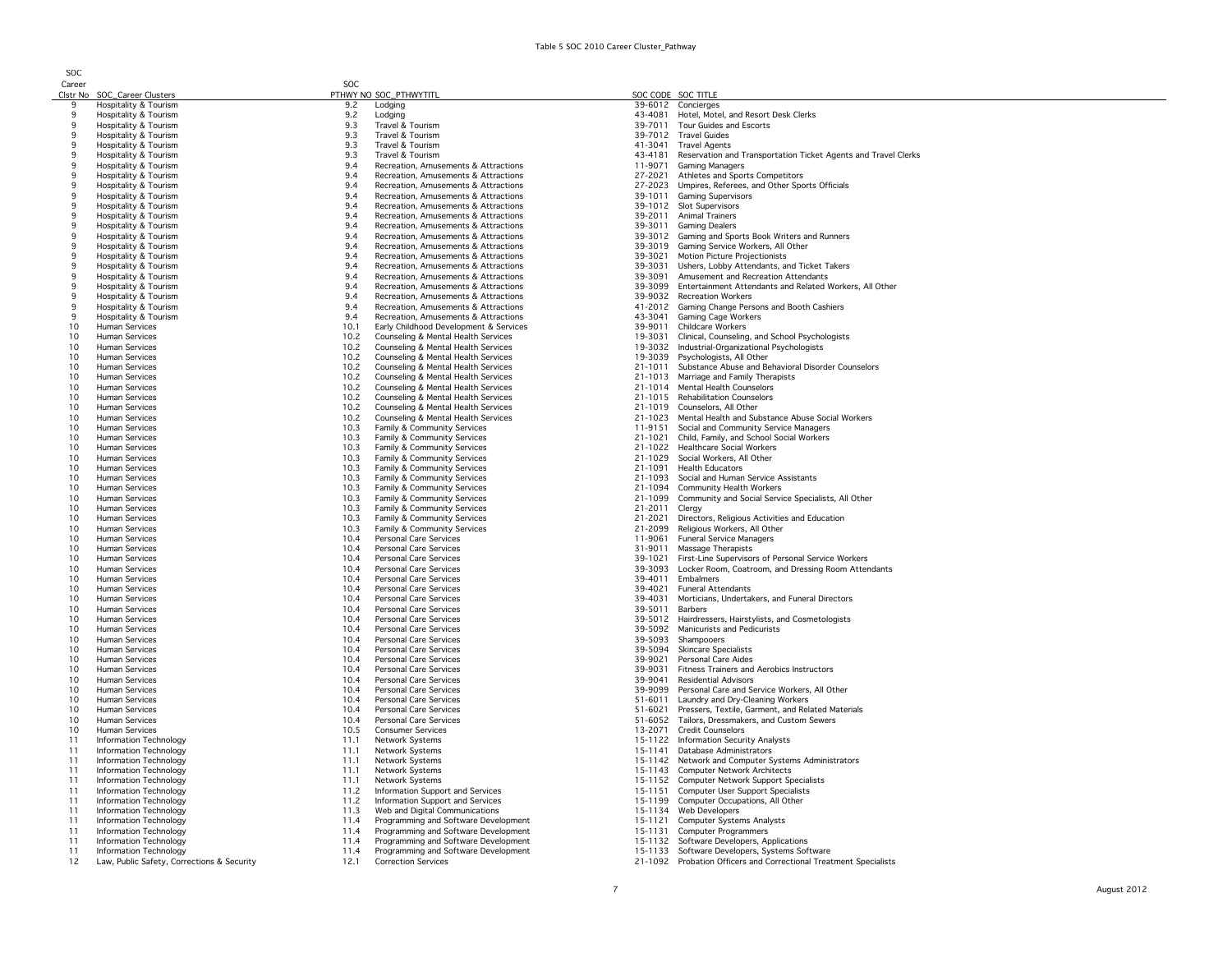Table 5 SOC 2010 Career Cluster_Pathway

| SOC Career Clstr No | SOC_Career Clusters | SOC PTHWY NO | SOC_PTHWYTITL | SOC CODE | SOC TITLE |
|---|---|---|---|---|---|
| 9 | Hospitality & Tourism | 9.2 | Lodging | 39-6012 | Concierges |
| 9 | Hospitality & Tourism | 9.2 | Lodging | 43-4081 | Hotel, Motel, and Resort Desk Clerks |
| 9 | Hospitality & Tourism | 9.3 | Travel & Tourism | 39-7011 | Tour Guides and Escorts |
| 9 | Hospitality & Tourism | 9.3 | Travel & Tourism | 39-7012 | Travel Guides |
| 9 | Hospitality & Tourism | 9.3 | Travel & Tourism | 41-3041 | Travel Agents |
| 9 | Hospitality & Tourism | 9.3 | Travel & Tourism | 43-4181 | Reservation and Transportation Ticket Agents and Travel Clerks |
| 9 | Hospitality & Tourism | 9.4 | Recreation, Amusements & Attractions | 11-9071 | Gaming Managers |
| 9 | Hospitality & Tourism | 9.4 | Recreation, Amusements & Attractions | 27-2021 | Athletes and Sports Competitors |
| 9 | Hospitality & Tourism | 9.4 | Recreation, Amusements & Attractions | 27-2023 | Umpires, Referees, and Other Sports Officials |
| 9 | Hospitality & Tourism | 9.4 | Recreation, Amusements & Attractions | 39-1011 | Gaming Supervisors |
| 9 | Hospitality & Tourism | 9.4 | Recreation, Amusements & Attractions | 39-1012 | Slot Supervisors |
| 9 | Hospitality & Tourism | 9.4 | Recreation, Amusements & Attractions | 39-2011 | Animal Trainers |
| 9 | Hospitality & Tourism | 9.4 | Recreation, Amusements & Attractions | 39-3011 | Gaming Dealers |
| 9 | Hospitality & Tourism | 9.4 | Recreation, Amusements & Attractions | 39-3012 | Gaming and Sports Book Writers and Runners |
| 9 | Hospitality & Tourism | 9.4 | Recreation, Amusements & Attractions | 39-3019 | Gaming Service Workers, All Other |
| 9 | Hospitality & Tourism | 9.4 | Recreation, Amusements & Attractions | 39-3021 | Motion Picture Projectionists |
| 9 | Hospitality & Tourism | 9.4 | Recreation, Amusements & Attractions | 39-3031 | Ushers, Lobby Attendants, and Ticket Takers |
| 9 | Hospitality & Tourism | 9.4 | Recreation, Amusements & Attractions | 39-3091 | Amusement and Recreation Attendants |
| 9 | Hospitality & Tourism | 9.4 | Recreation, Amusements & Attractions | 39-3099 | Entertainment Attendants and Related Workers, All Other |
| 9 | Hospitality & Tourism | 9.4 | Recreation, Amusements & Attractions | 39-9032 | Recreation Workers |
| 9 | Hospitality & Tourism | 9.4 | Recreation, Amusements & Attractions | 41-2012 | Gaming Change Persons and Booth Cashiers |
| 9 | Hospitality & Tourism | 9.4 | Recreation, Amusements & Attractions | 43-3041 | Gaming Cage Workers |
| 10 | Human Services | 10.1 | Early Childhood Development & Services | 39-9011 | Childcare Workers |
| 10 | Human Services | 10.2 | Counseling & Mental Health Services | 19-3031 | Clinical, Counseling, and School Psychologists |
| 10 | Human Services | 10.2 | Counseling & Mental Health Services | 19-3032 | Industrial-Organizational Psychologists |
| 10 | Human Services | 10.2 | Counseling & Mental Health Services | 19-3039 | Psychologists, All Other |
| 10 | Human Services | 10.2 | Counseling & Mental Health Services | 21-1011 | Substance Abuse and Behavioral Disorder Counselors |
| 10 | Human Services | 10.2 | Counseling & Mental Health Services | 21-1013 | Marriage and Family Therapists |
| 10 | Human Services | 10.2 | Counseling & Mental Health Services | 21-1014 | Mental Health Counselors |
| 10 | Human Services | 10.2 | Counseling & Mental Health Services | 21-1015 | Rehabilitation Counselors |
| 10 | Human Services | 10.2 | Counseling & Mental Health Services | 21-1019 | Counselors, All Other |
| 10 | Human Services | 10.2 | Counseling & Mental Health Services | 21-1023 | Mental Health and Substance Abuse Social Workers |
| 10 | Human Services | 10.3 | Family & Community Services | 11-9151 | Social and Community Service Managers |
| 10 | Human Services | 10.3 | Family & Community Services | 21-1021 | Child, Family, and School Social Workers |
| 10 | Human Services | 10.3 | Family & Community Services | 21-1022 | Healthcare Social Workers |
| 10 | Human Services | 10.3 | Family & Community Services | 21-1029 | Social Workers, All Other |
| 10 | Human Services | 10.3 | Family & Community Services | 21-1091 | Health Educators |
| 10 | Human Services | 10.3 | Family & Community Services | 21-1093 | Social and Human Service Assistants |
| 10 | Human Services | 10.3 | Family & Community Services | 21-1094 | Community Health Workers |
| 10 | Human Services | 10.3 | Family & Community Services | 21-1099 | Community and Social Service Specialists, All Other |
| 10 | Human Services | 10.3 | Family & Community Services | 21-2011 | Clergy |
| 10 | Human Services | 10.3 | Family & Community Services | 21-2021 | Directors, Religious Activities and Education |
| 10 | Human Services | 10.3 | Family & Community Services | 21-2099 | Religious Workers, All Other |
| 10 | Human Services | 10.4 | Personal Care Services | 11-9061 | Funeral Service Managers |
| 10 | Human Services | 10.4 | Personal Care Services | 31-9011 | Massage Therapists |
| 10 | Human Services | 10.4 | Personal Care Services | 39-1021 | First-Line Supervisors of Personal Service Workers |
| 10 | Human Services | 10.4 | Personal Care Services | 39-3093 | Locker Room, Coatroom, and Dressing Room Attendants |
| 10 | Human Services | 10.4 | Personal Care Services | 39-4011 | Embalmers |
| 10 | Human Services | 10.4 | Personal Care Services | 39-4021 | Funeral Attendants |
| 10 | Human Services | 10.4 | Personal Care Services | 39-4031 | Morticians, Undertakers, and Funeral Directors |
| 10 | Human Services | 10.4 | Personal Care Services | 39-5011 | Barbers |
| 10 | Human Services | 10.4 | Personal Care Services | 39-5012 | Hairdressers, Hairstylists, and Cosmetologists |
| 10 | Human Services | 10.4 | Personal Care Services | 39-5092 | Manicurists and Pedicurists |
| 10 | Human Services | 10.4 | Personal Care Services | 39-5093 | Shampooers |
| 10 | Human Services | 10.4 | Personal Care Services | 39-5094 | Skincare Specialists |
| 10 | Human Services | 10.4 | Personal Care Services | 39-9021 | Personal Care Aides |
| 10 | Human Services | 10.4 | Personal Care Services | 39-9031 | Fitness Trainers and Aerobics Instructors |
| 10 | Human Services | 10.4 | Personal Care Services | 39-9041 | Residential Advisors |
| 10 | Human Services | 10.4 | Personal Care Services | 39-9099 | Personal Care and Service Workers, All Other |
| 10 | Human Services | 10.4 | Personal Care Services | 51-6011 | Laundry and Dry-Cleaning Workers |
| 10 | Human Services | 10.4 | Personal Care Services | 51-6021 | Pressers, Textile, Garment, and Related Materials |
| 10 | Human Services | 10.4 | Personal Care Services | 51-6052 | Tailors, Dressmakers, and Custom Sewers |
| 10 | Human Services | 10.5 | Consumer Services | 13-2071 | Credit Counselors |
| 11 | Information Technology | 11.1 | Network Systems | 15-1122 | Information Security Analysts |
| 11 | Information Technology | 11.1 | Network Systems | 15-1141 | Database Administrators |
| 11 | Information Technology | 11.1 | Network Systems | 15-1142 | Network and Computer Systems Administrators |
| 11 | Information Technology | 11.1 | Network Systems | 15-1143 | Computer Network Architects |
| 11 | Information Technology | 11.1 | Network Systems | 15-1152 | Computer Network Support Specialists |
| 11 | Information Technology | 11.2 | Information Support and Services | 15-1151 | Computer User Support Specialists |
| 11 | Information Technology | 11.2 | Information Support and Services | 15-1199 | Computer Occupations, All Other |
| 11 | Information Technology | 11.3 | Web and Digital Communications | 15-1134 | Web Developers |
| 11 | Information Technology | 11.4 | Programming and Software Development | 15-1121 | Computer Systems Analysts |
| 11 | Information Technology | 11.4 | Programming and Software Development | 15-1131 | Computer Programmers |
| 11 | Information Technology | 11.4 | Programming and Software Development | 15-1132 | Software Developers, Applications |
| 11 | Information Technology | 11.4 | Programming and Software Development | 15-1133 | Software Developers, Systems Software |
| 12 | Law, Public Safety, Corrections & Security | 12.1 | Correction Services | 21-1092 | Probation Officers and Correctional Treatment Specialists |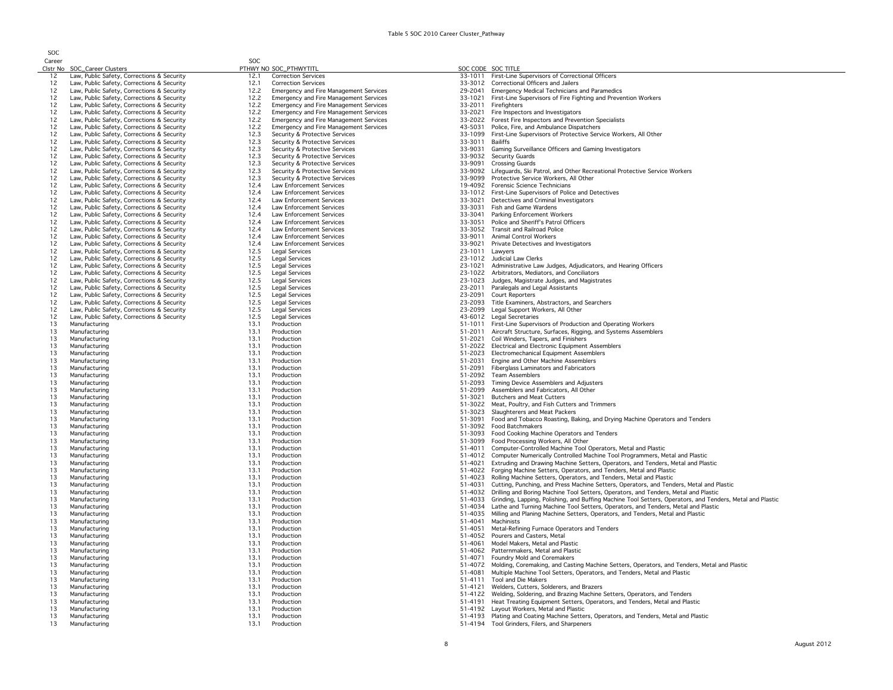# Table 5 SOC 2010 Career Cluster_Pathway

| SOC Career Clstr No | SOC_Career Clusters | SOC PTHWY NO | SOC_PTHWYTITL | SOC CODE | SOC TITLE |
|---|---|---|---|---|---|
| 12 | Law, Public Safety, Corrections & Security | 12.1 | Correction Services | 33-1011 | First-Line Supervisors of Correctional Officers |
| 12 | Law, Public Safety, Corrections & Security | 12.1 | Correction Services | 33-3012 | Correctional Officers and Jailers |
| 12 | Law, Public Safety, Corrections & Security | 12.2 | Emergency and Fire Management Services | 29-2041 | Emergency Medical Technicians and Paramedics |
| 12 | Law, Public Safety, Corrections & Security | 12.2 | Emergency and Fire Management Services | 33-1021 | First-Line Supervisors of Fire Fighting and Prevention Workers |
| 12 | Law, Public Safety, Corrections & Security | 12.2 | Emergency and Fire Management Services | 33-2011 | Firefighters |
| 12 | Law, Public Safety, Corrections & Security | 12.2 | Emergency and Fire Management Services | 33-2021 | Fire Inspectors and Investigators |
| 12 | Law, Public Safety, Corrections & Security | 12.2 | Emergency and Fire Management Services | 33-2022 | Forest Fire Inspectors and Prevention Specialists |
| 12 | Law, Public Safety, Corrections & Security | 12.2 | Emergency and Fire Management Services | 43-5031 | Police, Fire, and Ambulance Dispatchers |
| 12 | Law, Public Safety, Corrections & Security | 12.3 | Security & Protective Services | 33-1099 | First-Line Supervisors of Protective Service Workers, All Other |
| 12 | Law, Public Safety, Corrections & Security | 12.3 | Security & Protective Services | 33-3011 | Bailiffs |
| 12 | Law, Public Safety, Corrections & Security | 12.3 | Security & Protective Services | 33-9031 | Gaming Surveillance Officers and Gaming Investigators |
| 12 | Law, Public Safety, Corrections & Security | 12.3 | Security & Protective Services | 33-9032 | Security Guards |
| 12 | Law, Public Safety, Corrections & Security | 12.3 | Security & Protective Services | 33-9091 | Crossing Guards |
| 12 | Law, Public Safety, Corrections & Security | 12.3 | Security & Protective Services | 33-9092 | Lifeguards, Ski Patrol, and Other Recreational Protective Service Workers |
| 12 | Law, Public Safety, Corrections & Security | 12.3 | Security & Protective Services | 33-9099 | Protective Service Workers, All Other |
| 12 | Law, Public Safety, Corrections & Security | 12.4 | Law Enforcement Services | 19-4092 | Forensic Science Technicians |
| 12 | Law, Public Safety, Corrections & Security | 12.4 | Law Enforcement Services | 33-1012 | First-Line Supervisors of Police and Detectives |
| 12 | Law, Public Safety, Corrections & Security | 12.4 | Law Enforcement Services | 33-3021 | Detectives and Criminal Investigators |
| 12 | Law, Public Safety, Corrections & Security | 12.4 | Law Enforcement Services | 33-3031 | Fish and Game Wardens |
| 12 | Law, Public Safety, Corrections & Security | 12.4 | Law Enforcement Services | 33-3041 | Parking Enforcement Workers |
| 12 | Law, Public Safety, Corrections & Security | 12.4 | Law Enforcement Services | 33-3051 | Police and Sheriff's Patrol Officers |
| 12 | Law, Public Safety, Corrections & Security | 12.4 | Law Enforcement Services | 33-3052 | Transit and Railroad Police |
| 12 | Law, Public Safety, Corrections & Security | 12.4 | Law Enforcement Services | 33-9011 | Animal Control Workers |
| 12 | Law, Public Safety, Corrections & Security | 12.4 | Law Enforcement Services | 33-9021 | Private Detectives and Investigators |
| 12 | Law, Public Safety, Corrections & Security | 12.5 | Legal Services | 23-1011 | Lawyers |
| 12 | Law, Public Safety, Corrections & Security | 12.5 | Legal Services | 23-1012 | Judicial Law Clerks |
| 12 | Law, Public Safety, Corrections & Security | 12.5 | Legal Services | 23-1021 | Administrative Law Judges, Adjudicators, and Hearing Officers |
| 12 | Law, Public Safety, Corrections & Security | 12.5 | Legal Services | 23-1022 | Arbitrators, Mediators, and Conciliators |
| 12 | Law, Public Safety, Corrections & Security | 12.5 | Legal Services | 23-1023 | Judges, Magistrate Judges, and Magistrates |
| 12 | Law, Public Safety, Corrections & Security | 12.5 | Legal Services | 23-2011 | Paralegals and Legal Assistants |
| 12 | Law, Public Safety, Corrections & Security | 12.5 | Legal Services | 23-2091 | Court Reporters |
| 12 | Law, Public Safety, Corrections & Security | 12.5 | Legal Services | 23-2093 | Title Examiners, Abstractors, and Searchers |
| 12 | Law, Public Safety, Corrections & Security | 12.5 | Legal Services | 23-2099 | Legal Support Workers, All Other |
| 12 | Law, Public Safety, Corrections & Security | 12.5 | Legal Services | 43-6012 | Legal Secretaries |
| 13 | Manufacturing | 13.1 | Production | 51-1011 | First-Line Supervisors of Production and Operating Workers |
| 13 | Manufacturing | 13.1 | Production | 51-2011 | Aircraft Structure, Surfaces, Rigging, and Systems Assemblers |
| 13 | Manufacturing | 13.1 | Production | 51-2021 | Coil Winders, Tapers, and Finishers |
| 13 | Manufacturing | 13.1 | Production | 51-2022 | Electrical and Electronic Equipment Assemblers |
| 13 | Manufacturing | 13.1 | Production | 51-2023 | Electromechanical Equipment Assemblers |
| 13 | Manufacturing | 13.1 | Production | 51-2031 | Engine and Other Machine Assemblers |
| 13 | Manufacturing | 13.1 | Production | 51-2091 | Fiberglass Laminators and Fabricators |
| 13 | Manufacturing | 13.1 | Production | 51-2092 | Team Assemblers |
| 13 | Manufacturing | 13.1 | Production | 51-2093 | Timing Device Assemblers and Adjusters |
| 13 | Manufacturing | 13.1 | Production | 51-2099 | Assemblers and Fabricators, All Other |
| 13 | Manufacturing | 13.1 | Production | 51-3021 | Butchers and Meat Cutters |
| 13 | Manufacturing | 13.1 | Production | 51-3022 | Meat, Poultry, and Fish Cutters and Trimmers |
| 13 | Manufacturing | 13.1 | Production | 51-3023 | Slaughterers and Meat Packers |
| 13 | Manufacturing | 13.1 | Production | 51-3091 | Food and Tobacco Roasting, Baking, and Drying Machine Operators and Tenders |
| 13 | Manufacturing | 13.1 | Production | 51-3092 | Food Batchmakers |
| 13 | Manufacturing | 13.1 | Production | 51-3093 | Food Cooking Machine Operators and Tenders |
| 13 | Manufacturing | 13.1 | Production | 51-3099 | Food Processing Workers, All Other |
| 13 | Manufacturing | 13.1 | Production | 51-4011 | Computer-Controlled Machine Tool Operators, Metal and Plastic |
| 13 | Manufacturing | 13.1 | Production | 51-4012 | Computer Numerically Controlled Machine Tool Programmers, Metal and Plastic |
| 13 | Manufacturing | 13.1 | Production | 51-4021 | Extruding and Drawing Machine Setters, Operators, and Tenders, Metal and Plastic |
| 13 | Manufacturing | 13.1 | Production | 51-4022 | Forging Machine Setters, Operators, and Tenders, Metal and Plastic |
| 13 | Manufacturing | 13.1 | Production | 51-4023 | Rolling Machine Setters, Operators, and Tenders, Metal and Plastic |
| 13 | Manufacturing | 13.1 | Production | 51-4031 | Cutting, Punching, and Press Machine Setters, Operators, and Tenders, Metal and Plastic |
| 13 | Manufacturing | 13.1 | Production | 51-4032 | Drilling and Boring Machine Tool Setters, Operators, and Tenders, Metal and Plastic |
| 13 | Manufacturing | 13.1 | Production | 51-4033 | Grinding, Lapping, Polishing, and Buffing Machine Tool Setters, Operators, and Tenders, Metal and Plastic |
| 13 | Manufacturing | 13.1 | Production | 51-4034 | Lathe and Turning Machine Tool Setters, Operators, and Tenders, Metal and Plastic |
| 13 | Manufacturing | 13.1 | Production | 51-4035 | Milling and Planing Machine Setters, Operators, and Tenders, Metal and Plastic |
| 13 | Manufacturing | 13.1 | Production | 51-4041 | Machinists |
| 13 | Manufacturing | 13.1 | Production | 51-4051 | Metal-Refining Furnace Operators and Tenders |
| 13 | Manufacturing | 13.1 | Production | 51-4052 | Pourers and Casters, Metal |
| 13 | Manufacturing | 13.1 | Production | 51-4061 | Model Makers, Metal and Plastic |
| 13 | Manufacturing | 13.1 | Production | 51-4062 | Patternmakers, Metal and Plastic |
| 13 | Manufacturing | 13.1 | Production | 51-4071 | Foundry Mold and Coremakers |
| 13 | Manufacturing | 13.1 | Production | 51-4072 | Molding, Coremaking, and Casting Machine Setters, Operators, and Tenders, Metal and Plastic |
| 13 | Manufacturing | 13.1 | Production | 51-4081 | Multiple Machine Tool Setters, Operators, and Tenders, Metal and Plastic |
| 13 | Manufacturing | 13.1 | Production | 51-4111 | Tool and Die Makers |
| 13 | Manufacturing | 13.1 | Production | 51-4121 | Welders, Cutters, Solderers, and Brazers |
| 13 | Manufacturing | 13.1 | Production | 51-4122 | Welding, Soldering, and Brazing Machine Setters, Operators, and Tenders |
| 13 | Manufacturing | 13.1 | Production | 51-4191 | Heat Treating Equipment Setters, Operators, and Tenders, Metal and Plastic |
| 13 | Manufacturing | 13.1 | Production | 51-4192 | Layout Workers, Metal and Plastic |
| 13 | Manufacturing | 13.1 | Production | 51-4193 | Plating and Coating Machine Setters, Operators, and Tenders, Metal and Plastic |
| 13 | Manufacturing | 13.1 | Production | 51-4194 | Tool Grinders, Filers, and Sharpeners |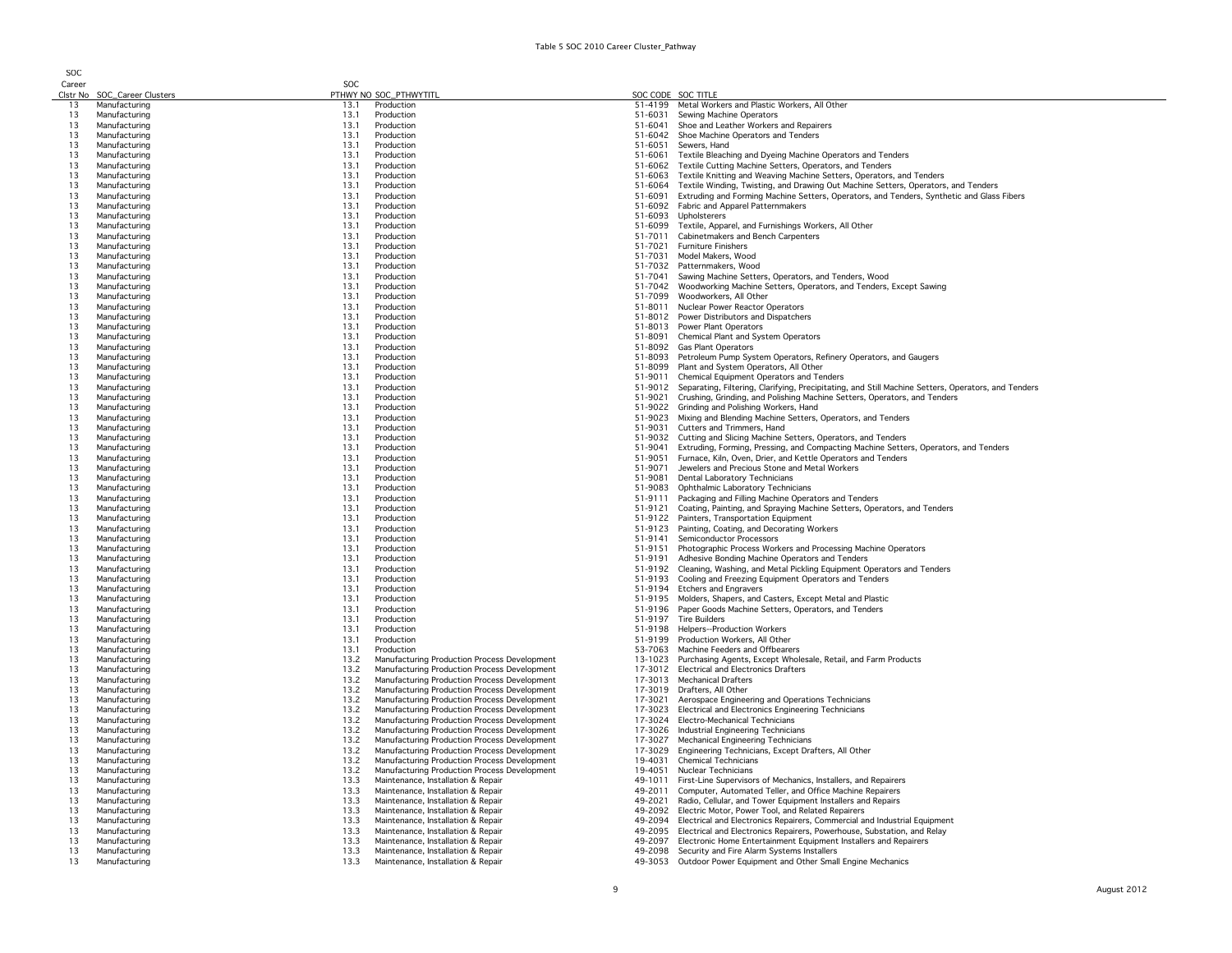Table 5 SOC 2010 Career Cluster_Pathway

| SOC Career Clstr No | SOC_Career Clusters | SOC PTHWY NO | SOC_PTHWYTITL | SOC CODE | SOC TITLE |
|---|---|---|---|---|---|
| 13 | Manufacturing | 13.1 | Production | 51-4199 | Metal Workers and Plastic Workers, All Other |
| 13 | Manufacturing | 13.1 | Production | 51-6031 | Sewing Machine Operators |
| 13 | Manufacturing | 13.1 | Production | 51-6041 | Shoe and Leather Workers and Repairers |
| 13 | Manufacturing | 13.1 | Production | 51-6042 | Shoe Machine Operators and Tenders |
| 13 | Manufacturing | 13.1 | Production | 51-6051 | Sewers, Hand |
| 13 | Manufacturing | 13.1 | Production | 51-6061 | Textile Bleaching and Dyeing Machine Operators and Tenders |
| 13 | Manufacturing | 13.1 | Production | 51-6062 | Textile Cutting Machine Setters, Operators, and Tenders |
| 13 | Manufacturing | 13.1 | Production | 51-6063 | Textile Knitting and Weaving Machine Setters, Operators, and Tenders |
| 13 | Manufacturing | 13.1 | Production | 51-6064 | Textile Winding, Twisting, and Drawing Out Machine Setters, Operators, and Tenders |
| 13 | Manufacturing | 13.1 | Production | 51-6091 | Extruding and Forming Machine Setters, Operators, and Tenders, Synthetic and Glass Fibers |
| 13 | Manufacturing | 13.1 | Production | 51-6092 | Fabric and Apparel Patternmakers |
| 13 | Manufacturing | 13.1 | Production | 51-6093 | Upholsterers |
| 13 | Manufacturing | 13.1 | Production | 51-6099 | Textile, Apparel, and Furnishings Workers, All Other |
| 13 | Manufacturing | 13.1 | Production | 51-7011 | Cabinetmakers and Bench Carpenters |
| 13 | Manufacturing | 13.1 | Production | 51-7021 | Furniture Finishers |
| 13 | Manufacturing | 13.1 | Production | 51-7031 | Model Makers, Wood |
| 13 | Manufacturing | 13.1 | Production | 51-7032 | Patternmakers, Wood |
| 13 | Manufacturing | 13.1 | Production | 51-7041 | Sawing Machine Setters, Operators, and Tenders, Wood |
| 13 | Manufacturing | 13.1 | Production | 51-7042 | Woodworking Machine Setters, Operators, and Tenders, Except Sawing |
| 13 | Manufacturing | 13.1 | Production | 51-7099 | Woodworkers, All Other |
| 13 | Manufacturing | 13.1 | Production | 51-8011 | Nuclear Power Reactor Operators |
| 13 | Manufacturing | 13.1 | Production | 51-8012 | Power Distributors and Dispatchers |
| 13 | Manufacturing | 13.1 | Production | 51-8013 | Power Plant Operators |
| 13 | Manufacturing | 13.1 | Production | 51-8091 | Chemical Plant and System Operators |
| 13 | Manufacturing | 13.1 | Production | 51-8092 | Gas Plant Operators |
| 13 | Manufacturing | 13.1 | Production | 51-8093 | Petroleum Pump System Operators, Refinery Operators, and Gaugers |
| 13 | Manufacturing | 13.1 | Production | 51-8099 | Plant and System Operators, All Other |
| 13 | Manufacturing | 13.1 | Production | 51-9011 | Chemical Equipment Operators and Tenders |
| 13 | Manufacturing | 13.1 | Production | 51-9012 | Separating, Filtering, Clarifying, Precipitating, and Still Machine Setters, Operators, and Tenders |
| 13 | Manufacturing | 13.1 | Production | 51-9021 | Crushing, Grinding, and Polishing Machine Setters, Operators, and Tenders |
| 13 | Manufacturing | 13.1 | Production | 51-9022 | Grinding and Polishing Workers, Hand |
| 13 | Manufacturing | 13.1 | Production | 51-9023 | Mixing and Blending Machine Setters, Operators, and Tenders |
| 13 | Manufacturing | 13.1 | Production | 51-9031 | Cutters and Trimmers, Hand |
| 13 | Manufacturing | 13.1 | Production | 51-9032 | Cutting and Slicing Machine Setters, Operators, and Tenders |
| 13 | Manufacturing | 13.1 | Production | 51-9041 | Extruding, Forming, Pressing, and Compacting Machine Setters, Operators, and Tenders |
| 13 | Manufacturing | 13.1 | Production | 51-9051 | Furnace, Kiln, Oven, Drier, and Kettle Operators and Tenders |
| 13 | Manufacturing | 13.1 | Production | 51-9071 | Jewelers and Precious Stone and Metal Workers |
| 13 | Manufacturing | 13.1 | Production | 51-9081 | Dental Laboratory Technicians |
| 13 | Manufacturing | 13.1 | Production | 51-9083 | Ophthalmic Laboratory Technicians |
| 13 | Manufacturing | 13.1 | Production | 51-9111 | Packaging and Filling Machine Operators and Tenders |
| 13 | Manufacturing | 13.1 | Production | 51-9121 | Coating, Painting, and Spraying Machine Setters, Operators, and Tenders |
| 13 | Manufacturing | 13.1 | Production | 51-9122 | Painters, Transportation Equipment |
| 13 | Manufacturing | 13.1 | Production | 51-9123 | Painting, Coating, and Decorating Workers |
| 13 | Manufacturing | 13.1 | Production | 51-9141 | Semiconductor Processors |
| 13 | Manufacturing | 13.1 | Production | 51-9151 | Photographic Process Workers and Processing Machine Operators |
| 13 | Manufacturing | 13.1 | Production | 51-9191 | Adhesive Bonding Machine Operators and Tenders |
| 13 | Manufacturing | 13.1 | Production | 51-9192 | Cleaning, Washing, and Metal Pickling Equipment Operators and Tenders |
| 13 | Manufacturing | 13.1 | Production | 51-9193 | Cooling and Freezing Equipment Operators and Tenders |
| 13 | Manufacturing | 13.1 | Production | 51-9194 | Etchers and Engravers |
| 13 | Manufacturing | 13.1 | Production | 51-9195 | Molders, Shapers, and Casters, Except Metal and Plastic |
| 13 | Manufacturing | 13.1 | Production | 51-9196 | Paper Goods Machine Setters, Operators, and Tenders |
| 13 | Manufacturing | 13.1 | Production | 51-9197 | Tire Builders |
| 13 | Manufacturing | 13.1 | Production | 51-9198 | Helpers--Production Workers |
| 13 | Manufacturing | 13.1 | Production | 51-9199 | Production Workers, All Other |
| 13 | Manufacturing | 13.1 | Production | 53-7063 | Machine Feeders and Offbearers |
| 13 | Manufacturing | 13.2 | Manufacturing Production Process Development | 13-1023 | Purchasing Agents, Except Wholesale, Retail, and Farm Products |
| 13 | Manufacturing | 13.2 | Manufacturing Production Process Development | 17-3012 | Electrical and Electronics Drafters |
| 13 | Manufacturing | 13.2 | Manufacturing Production Process Development | 17-3013 | Mechanical Drafters |
| 13 | Manufacturing | 13.2 | Manufacturing Production Process Development | 17-3019 | Drafters, All Other |
| 13 | Manufacturing | 13.2 | Manufacturing Production Process Development | 17-3021 | Aerospace Engineering and Operations Technicians |
| 13 | Manufacturing | 13.2 | Manufacturing Production Process Development | 17-3023 | Electrical and Electronics Engineering Technicians |
| 13 | Manufacturing | 13.2 | Manufacturing Production Process Development | 17-3024 | Electro-Mechanical Technicians |
| 13 | Manufacturing | 13.2 | Manufacturing Production Process Development | 17-3026 | Industrial Engineering Technicians |
| 13 | Manufacturing | 13.2 | Manufacturing Production Process Development | 17-3027 | Mechanical Engineering Technicians |
| 13 | Manufacturing | 13.2 | Manufacturing Production Process Development | 17-3029 | Engineering Technicians, Except Drafters, All Other |
| 13 | Manufacturing | 13.2 | Manufacturing Production Process Development | 19-4031 | Chemical Technicians |
| 13 | Manufacturing | 13.2 | Manufacturing Production Process Development | 19-4051 | Nuclear Technicians |
| 13 | Manufacturing | 13.3 | Maintenance, Installation & Repair | 49-1011 | First-Line Supervisors of Mechanics, Installers, and Repairers |
| 13 | Manufacturing | 13.3 | Maintenance, Installation & Repair | 49-2011 | Computer, Automated Teller, and Office Machine Repairers |
| 13 | Manufacturing | 13.3 | Maintenance, Installation & Repair | 49-2021 | Radio, Cellular, and Tower Equipment Installers and Repairs |
| 13 | Manufacturing | 13.3 | Maintenance, Installation & Repair | 49-2092 | Electric Motor, Power Tool, and Related Repairers |
| 13 | Manufacturing | 13.3 | Maintenance, Installation & Repair | 49-2094 | Electrical and Electronics Repairers, Commercial and Industrial Equipment |
| 13 | Manufacturing | 13.3 | Maintenance, Installation & Repair | 49-2095 | Electrical and Electronics Repairers, Powerhouse, Substation, and Relay |
| 13 | Manufacturing | 13.3 | Maintenance, Installation & Repair | 49-2097 | Electronic Home Entertainment Equipment Installers and Repairers |
| 13 | Manufacturing | 13.3 | Maintenance, Installation & Repair | 49-2098 | Security and Fire Alarm Systems Installers |
| 13 | Manufacturing | 13.3 | Maintenance, Installation & Repair | 49-3053 | Outdoor Power Equipment and Other Small Engine Mechanics |

August 2012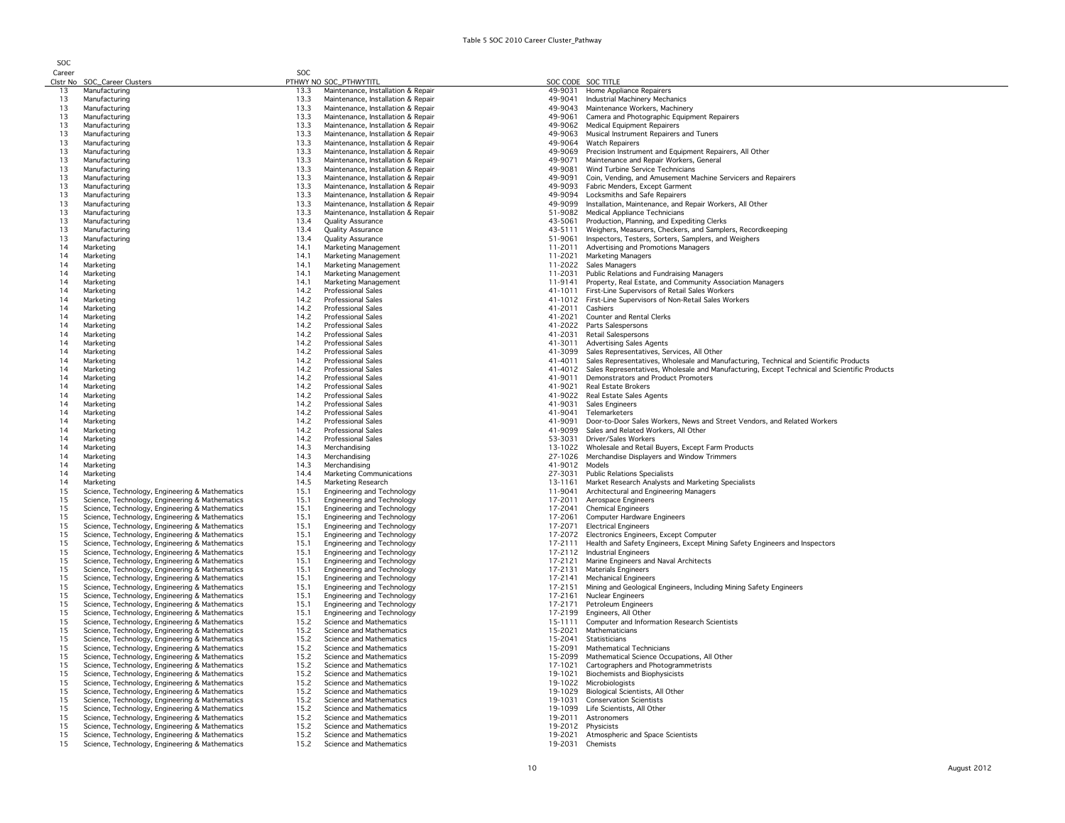Table 5 SOC 2010 Career Cluster_Pathway

| SOC Career Clstr No | SOC_Career Clusters | SOC PTHWY NO | SOC_PTHWYTITL | SOC CODE | SOC TITLE |
|---|---|---|---|---|---|
| 13 | Manufacturing | 13.3 | Maintenance, Installation & Repair | 49-9031 | Home Appliance Repairers |
| 13 | Manufacturing | 13.3 | Maintenance, Installation & Repair | 49-9041 | Industrial Machinery Mechanics |
| 13 | Manufacturing | 13.3 | Maintenance, Installation & Repair | 49-9043 | Maintenance Workers, Machinery |
| 13 | Manufacturing | 13.3 | Maintenance, Installation & Repair | 49-9061 | Camera and Photographic Equipment Repairers |
| 13 | Manufacturing | 13.3 | Maintenance, Installation & Repair | 49-9062 | Medical Equipment Repairers |
| 13 | Manufacturing | 13.3 | Maintenance, Installation & Repair | 49-9063 | Musical Instrument Repairers and Tuners |
| 13 | Manufacturing | 13.3 | Maintenance, Installation & Repair | 49-9064 | Watch Repairers |
| 13 | Manufacturing | 13.3 | Maintenance, Installation & Repair | 49-9069 | Precision Instrument and Equipment Repairers, All Other |
| 13 | Manufacturing | 13.3 | Maintenance, Installation & Repair | 49-9071 | Maintenance and Repair Workers, General |
| 13 | Manufacturing | 13.3 | Maintenance, Installation & Repair | 49-9081 | Wind Turbine Service Technicians |
| 13 | Manufacturing | 13.3 | Maintenance, Installation & Repair | 49-9091 | Coin, Vending, and Amusement Machine Servicers and Repairers |
| 13 | Manufacturing | 13.3 | Maintenance, Installation & Repair | 49-9093 | Fabric Menders, Except Garment |
| 13 | Manufacturing | 13.3 | Maintenance, Installation & Repair | 49-9094 | Locksmiths and Safe Repairers |
| 13 | Manufacturing | 13.3 | Maintenance, Installation & Repair | 49-9099 | Installation, Maintenance, and Repair Workers, All Other |
| 13 | Manufacturing | 13.3 | Maintenance, Installation & Repair | 51-9082 | Medical Appliance Technicians |
| 13 | Manufacturing | 13.4 | Quality Assurance | 43-5061 | Production, Planning, and Expediting Clerks |
| 13 | Manufacturing | 13.4 | Quality Assurance | 43-5111 | Weighers, Measurers, Checkers, and Samplers, Recordkeeping |
| 13 | Manufacturing | 13.4 | Quality Assurance | 51-9061 | Inspectors, Testers, Sorters, Samplers, and Weighers |
| 14 | Marketing | 14.1 | Marketing Management | 11-2011 | Advertising and Promotions Managers |
| 14 | Marketing | 14.1 | Marketing Management | 11-2021 | Marketing Managers |
| 14 | Marketing | 14.1 | Marketing Management | 11-2022 | Sales Managers |
| 14 | Marketing | 14.1 | Marketing Management | 11-2031 | Public Relations and Fundraising Managers |
| 14 | Marketing | 14.1 | Marketing Management | 11-9141 | Property, Real Estate, and Community Association Managers |
| 14 | Marketing | 14.2 | Professional Sales | 41-1011 | First-Line Supervisors of Retail Sales Workers |
| 14 | Marketing | 14.2 | Professional Sales | 41-1012 | First-Line Supervisors of Non-Retail Sales Workers |
| 14 | Marketing | 14.2 | Professional Sales | 41-2011 | Cashiers |
| 14 | Marketing | 14.2 | Professional Sales | 41-2021 | Counter and Rental Clerks |
| 14 | Marketing | 14.2 | Professional Sales | 41-2022 | Parts Salespersons |
| 14 | Marketing | 14.2 | Professional Sales | 41-2031 | Retail Salespersons |
| 14 | Marketing | 14.2 | Professional Sales | 41-3011 | Advertising Sales Agents |
| 14 | Marketing | 14.2 | Professional Sales | 41-3099 | Sales Representatives, Services, All Other |
| 14 | Marketing | 14.2 | Professional Sales | 41-4011 | Sales Representatives, Wholesale and Manufacturing, Technical and Scientific Products |
| 14 | Marketing | 14.2 | Professional Sales | 41-4012 | Sales Representatives, Wholesale and Manufacturing, Except Technical and Scientific Products |
| 14 | Marketing | 14.2 | Professional Sales | 41-9011 | Demonstrators and Product Promoters |
| 14 | Marketing | 14.2 | Professional Sales | 41-9021 | Real Estate Brokers |
| 14 | Marketing | 14.2 | Professional Sales | 41-9022 | Real Estate Sales Agents |
| 14 | Marketing | 14.2 | Professional Sales | 41-9031 | Sales Engineers |
| 14 | Marketing | 14.2 | Professional Sales | 41-9041 | Telemarketers |
| 14 | Marketing | 14.2 | Professional Sales | 41-9091 | Door-to-Door Sales Workers, News and Street Vendors, and Related Workers |
| 14 | Marketing | 14.2 | Professional Sales | 41-9099 | Sales and Related Workers, All Other |
| 14 | Marketing | 14.2 | Professional Sales | 53-3031 | Driver/Sales Workers |
| 14 | Marketing | 14.3 | Merchandising | 13-1022 | Wholesale and Retail Buyers, Except Farm Products |
| 14 | Marketing | 14.3 | Merchandising | 27-1026 | Merchandise Displayers and Window Trimmers |
| 14 | Marketing | 14.3 | Merchandising | 41-9012 | Models |
| 14 | Marketing | 14.4 | Marketing Communications | 27-3031 | Public Relations Specialists |
| 14 | Marketing | 14.5 | Marketing Research | 13-1161 | Market Research Analysts and Marketing Specialists |
| 15 | Science, Technology, Engineering & Mathematics | 15.1 | Engineering and Technology | 11-9041 | Architectural and Engineering Managers |
| 15 | Science, Technology, Engineering & Mathematics | 15.1 | Engineering and Technology | 17-2011 | Aerospace Engineers |
| 15 | Science, Technology, Engineering & Mathematics | 15.1 | Engineering and Technology | 17-2041 | Chemical Engineers |
| 15 | Science, Technology, Engineering & Mathematics | 15.1 | Engineering and Technology | 17-2061 | Computer Hardware Engineers |
| 15 | Science, Technology, Engineering & Mathematics | 15.1 | Engineering and Technology | 17-2071 | Electrical Engineers |
| 15 | Science, Technology, Engineering & Mathematics | 15.1 | Engineering and Technology | 17-2072 | Electronics Engineers, Except Computer |
| 15 | Science, Technology, Engineering & Mathematics | 15.1 | Engineering and Technology | 17-2111 | Health and Safety Engineers, Except Mining Safety Engineers and Inspectors |
| 15 | Science, Technology, Engineering & Mathematics | 15.1 | Engineering and Technology | 17-2112 | Industrial Engineers |
| 15 | Science, Technology, Engineering & Mathematics | 15.1 | Engineering and Technology | 17-2121 | Marine Engineers and Naval Architects |
| 15 | Science, Technology, Engineering & Mathematics | 15.1 | Engineering and Technology | 17-2131 | Materials Engineers |
| 15 | Science, Technology, Engineering & Mathematics | 15.1 | Engineering and Technology | 17-2141 | Mechanical Engineers |
| 15 | Science, Technology, Engineering & Mathematics | 15.1 | Engineering and Technology | 17-2151 | Mining and Geological Engineers, Including Mining Safety Engineers |
| 15 | Science, Technology, Engineering & Mathematics | 15.1 | Engineering and Technology | 17-2161 | Nuclear Engineers |
| 15 | Science, Technology, Engineering & Mathematics | 15.1 | Engineering and Technology | 17-2171 | Petroleum Engineers |
| 15 | Science, Technology, Engineering & Mathematics | 15.1 | Engineering and Technology | 17-2199 | Engineers, All Other |
| 15 | Science, Technology, Engineering & Mathematics | 15.2 | Science and Mathematics | 15-1111 | Computer and Information Research Scientists |
| 15 | Science, Technology, Engineering & Mathematics | 15.2 | Science and Mathematics | 15-2021 | Mathematicians |
| 15 | Science, Technology, Engineering & Mathematics | 15.2 | Science and Mathematics | 15-2041 | Statisticians |
| 15 | Science, Technology, Engineering & Mathematics | 15.2 | Science and Mathematics | 15-2091 | Mathematical Technicians |
| 15 | Science, Technology, Engineering & Mathematics | 15.2 | Science and Mathematics | 15-2099 | Mathematical Science Occupations, All Other |
| 15 | Science, Technology, Engineering & Mathematics | 15.2 | Science and Mathematics | 17-1021 | Cartographers and Photogrammetrists |
| 15 | Science, Technology, Engineering & Mathematics | 15.2 | Science and Mathematics | 19-1021 | Biochemists and Biophysicists |
| 15 | Science, Technology, Engineering & Mathematics | 15.2 | Science and Mathematics | 19-1022 | Microbiologists |
| 15 | Science, Technology, Engineering & Mathematics | 15.2 | Science and Mathematics | 19-1029 | Biological Scientists, All Other |
| 15 | Science, Technology, Engineering & Mathematics | 15.2 | Science and Mathematics | 19-1031 | Conservation Scientists |
| 15 | Science, Technology, Engineering & Mathematics | 15.2 | Science and Mathematics | 19-1099 | Life Scientists, All Other |
| 15 | Science, Technology, Engineering & Mathematics | 15.2 | Science and Mathematics | 19-2011 | Astronomers |
| 15 | Science, Technology, Engineering & Mathematics | 15.2 | Science and Mathematics | 19-2012 | Physicists |
| 15 | Science, Technology, Engineering & Mathematics | 15.2 | Science and Mathematics | 19-2021 | Atmospheric and Space Scientists |
| 15 | Science, Technology, Engineering & Mathematics | 15.2 | Science and Mathematics | 19-2031 | Chemists |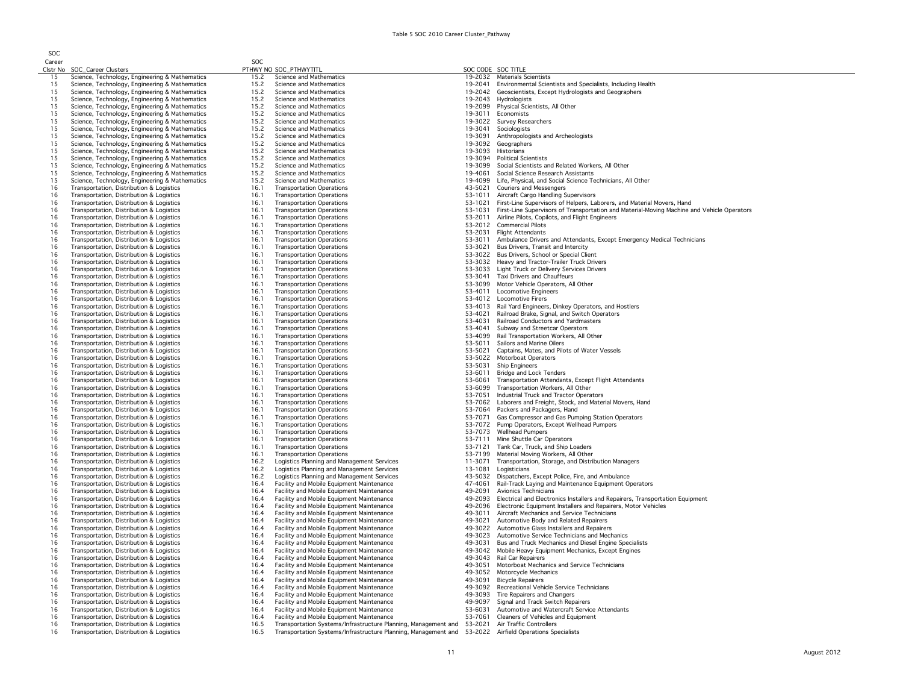Table 5 SOC 2010 Career Cluster_Pathway

| SOC Career Clstr No | SOC_Career Clusters | SOC PTHWY NO | SOC_PTHWYTITL | SOC CODE | SOC TITLE |
|---|---|---|---|---|---|
| 15 | Science, Technology, Engineering & Mathematics | 15.2 | Science and Mathematics | 19-2032 | Materials Scientists |
| 15 | Science, Technology, Engineering & Mathematics | 15.2 | Science and Mathematics | 19-2041 | Environmental Scientists and Specialists, Including Health |
| 15 | Science, Technology, Engineering & Mathematics | 15.2 | Science and Mathematics | 19-2042 | Geoscientists, Except Hydrologists and Geographers |
| 15 | Science, Technology, Engineering & Mathematics | 15.2 | Science and Mathematics | 19-2043 | Hydrologists |
| 15 | Science, Technology, Engineering & Mathematics | 15.2 | Science and Mathematics | 19-2099 | Physical Scientists, All Other |
| 15 | Science, Technology, Engineering & Mathematics | 15.2 | Science and Mathematics | 19-3011 | Economists |
| 15 | Science, Technology, Engineering & Mathematics | 15.2 | Science and Mathematics | 19-3022 | Survey Researchers |
| 15 | Science, Technology, Engineering & Mathematics | 15.2 | Science and Mathematics | 19-3041 | Sociologists |
| 15 | Science, Technology, Engineering & Mathematics | 15.2 | Science and Mathematics | 19-3091 | Anthropologists and Archeologists |
| 15 | Science, Technology, Engineering & Mathematics | 15.2 | Science and Mathematics | 19-3092 | Geographers |
| 15 | Science, Technology, Engineering & Mathematics | 15.2 | Science and Mathematics | 19-3093 | Historians |
| 15 | Science, Technology, Engineering & Mathematics | 15.2 | Science and Mathematics | 19-3094 | Political Scientists |
| 15 | Science, Technology, Engineering & Mathematics | 15.2 | Science and Mathematics | 19-3099 | Social Scientists and Related Workers, All Other |
| 15 | Science, Technology, Engineering & Mathematics | 15.2 | Science and Mathematics | 19-4061 | Social Science Research Assistants |
| 15 | Science, Technology, Engineering & Mathematics | 15.2 | Science and Mathematics | 19-4099 | Life, Physical, and Social Science Technicians, All Other |
| 16 | Transportation, Distribution & Logistics | 16.1 | Transportation Operations | 43-5021 | Couriers and Messengers |
| 16 | Transportation, Distribution & Logistics | 16.1 | Transportation Operations | 53-1011 | Aircraft Cargo Handling Supervisors |
| 16 | Transportation, Distribution & Logistics | 16.1 | Transportation Operations | 53-1021 | First-Line Supervisors of Helpers, Laborers, and Material Movers, Hand |
| 16 | Transportation, Distribution & Logistics | 16.1 | Transportation Operations | 53-1031 | First-Line Supervisors of Transportation and Material-Moving Machine and Vehicle Operators |
| 16 | Transportation, Distribution & Logistics | 16.1 | Transportation Operations | 53-2011 | Airline Pilots, Copilots, and Flight Engineers |
| 16 | Transportation, Distribution & Logistics | 16.1 | Transportation Operations | 53-2012 | Commercial Pilots |
| 16 | Transportation, Distribution & Logistics | 16.1 | Transportation Operations | 53-2031 | Flight Attendants |
| 16 | Transportation, Distribution & Logistics | 16.1 | Transportation Operations | 53-3011 | Ambulance Drivers and Attendants, Except Emergency Medical Technicians |
| 16 | Transportation, Distribution & Logistics | 16.1 | Transportation Operations | 53-3021 | Bus Drivers, Transit and Intercity |
| 16 | Transportation, Distribution & Logistics | 16.1 | Transportation Operations | 53-3022 | Bus Drivers, School or Special Client |
| 16 | Transportation, Distribution & Logistics | 16.1 | Transportation Operations | 53-3032 | Heavy and Tractor-Trailer Truck Drivers |
| 16 | Transportation, Distribution & Logistics | 16.1 | Transportation Operations | 53-3033 | Light Truck or Delivery Services Drivers |
| 16 | Transportation, Distribution & Logistics | 16.1 | Transportation Operations | 53-3041 | Taxi Drivers and Chauffeurs |
| 16 | Transportation, Distribution & Logistics | 16.1 | Transportation Operations | 53-3099 | Motor Vehicle Operators, All Other |
| 16 | Transportation, Distribution & Logistics | 16.1 | Transportation Operations | 53-4011 | Locomotive Engineers |
| 16 | Transportation, Distribution & Logistics | 16.1 | Transportation Operations | 53-4012 | Locomotive Firers |
| 16 | Transportation, Distribution & Logistics | 16.1 | Transportation Operations | 53-4013 | Rail Yard Engineers, Dinkey Operators, and Hostlers |
| 16 | Transportation, Distribution & Logistics | 16.1 | Transportation Operations | 53-4021 | Railroad Brake, Signal, and Switch Operators |
| 16 | Transportation, Distribution & Logistics | 16.1 | Transportation Operations | 53-4031 | Railroad Conductors and Yardmasters |
| 16 | Transportation, Distribution & Logistics | 16.1 | Transportation Operations | 53-4041 | Subway and Streetcar Operators |
| 16 | Transportation, Distribution & Logistics | 16.1 | Transportation Operations | 53-4099 | Rail Transportation Workers, All Other |
| 16 | Transportation, Distribution & Logistics | 16.1 | Transportation Operations | 53-5011 | Sailors and Marine Oilers |
| 16 | Transportation, Distribution & Logistics | 16.1 | Transportation Operations | 53-5021 | Captains, Mates, and Pilots of Water Vessels |
| 16 | Transportation, Distribution & Logistics | 16.1 | Transportation Operations | 53-5022 | Motorboat Operators |
| 16 | Transportation, Distribution & Logistics | 16.1 | Transportation Operations | 53-5031 | Ship Engineers |
| 16 | Transportation, Distribution & Logistics | 16.1 | Transportation Operations | 53-6011 | Bridge and Lock Tenders |
| 16 | Transportation, Distribution & Logistics | 16.1 | Transportation Operations | 53-6061 | Transportation Attendants, Except Flight Attendants |
| 16 | Transportation, Distribution & Logistics | 16.1 | Transportation Operations | 53-6099 | Transportation Workers, All Other |
| 16 | Transportation, Distribution & Logistics | 16.1 | Transportation Operations | 53-7051 | Industrial Truck and Tractor Operators |
| 16 | Transportation, Distribution & Logistics | 16.1 | Transportation Operations | 53-7062 | Laborers and Freight, Stock, and Material Movers, Hand |
| 16 | Transportation, Distribution & Logistics | 16.1 | Transportation Operations | 53-7064 | Packers and Packagers, Hand |
| 16 | Transportation, Distribution & Logistics | 16.1 | Transportation Operations | 53-7071 | Gas Compressor and Gas Pumping Station Operators |
| 16 | Transportation, Distribution & Logistics | 16.1 | Transportation Operations | 53-7072 | Pump Operators, Except Wellhead Pumpers |
| 16 | Transportation, Distribution & Logistics | 16.1 | Transportation Operations | 53-7073 | Wellhead Pumpers |
| 16 | Transportation, Distribution & Logistics | 16.1 | Transportation Operations | 53-7111 | Mine Shuttle Car Operators |
| 16 | Transportation, Distribution & Logistics | 16.1 | Transportation Operations | 53-7121 | Tank Car, Truck, and Ship Loaders |
| 16 | Transportation, Distribution & Logistics | 16.1 | Transportation Operations | 53-7199 | Material Moving Workers, All Other |
| 16 | Transportation, Distribution & Logistics | 16.2 | Logistics Planning and Management Services | 11-3071 | Transportation, Storage, and Distribution Managers |
| 16 | Transportation, Distribution & Logistics | 16.2 | Logistics Planning and Management Services | 13-1081 | Logisticians |
| 16 | Transportation, Distribution & Logistics | 16.2 | Logistics Planning and Management Services | 43-5032 | Dispatchers, Except Police, Fire, and Ambulance |
| 16 | Transportation, Distribution & Logistics | 16.4 | Facility and Mobile Equipment Maintenance | 47-4061 | Rail-Track Laying and Maintenance Equipment Operators |
| 16 | Transportation, Distribution & Logistics | 16.4 | Facility and Mobile Equipment Maintenance | 49-2091 | Avionics Technicians |
| 16 | Transportation, Distribution & Logistics | 16.4 | Facility and Mobile Equipment Maintenance | 49-2093 | Electrical and Electronics Installers and Repairers, Transportation Equipment |
| 16 | Transportation, Distribution & Logistics | 16.4 | Facility and Mobile Equipment Maintenance | 49-2096 | Electronic Equipment Installers and Repairers, Motor Vehicles |
| 16 | Transportation, Distribution & Logistics | 16.4 | Facility and Mobile Equipment Maintenance | 49-3011 | Aircraft Mechanics and Service Technicians |
| 16 | Transportation, Distribution & Logistics | 16.4 | Facility and Mobile Equipment Maintenance | 49-3021 | Automotive Body and Related Repairers |
| 16 | Transportation, Distribution & Logistics | 16.4 | Facility and Mobile Equipment Maintenance | 49-3022 | Automotive Glass Installers and Repairers |
| 16 | Transportation, Distribution & Logistics | 16.4 | Facility and Mobile Equipment Maintenance | 49-3023 | Automotive Service Technicians and Mechanics |
| 16 | Transportation, Distribution & Logistics | 16.4 | Facility and Mobile Equipment Maintenance | 49-3031 | Bus and Truck Mechanics and Diesel Engine Specialists |
| 16 | Transportation, Distribution & Logistics | 16.4 | Facility and Mobile Equipment Maintenance | 49-3042 | Mobile Heavy Equipment Mechanics, Except Engines |
| 16 | Transportation, Distribution & Logistics | 16.4 | Facility and Mobile Equipment Maintenance | 49-3043 | Rail Car Repairers |
| 16 | Transportation, Distribution & Logistics | 16.4 | Facility and Mobile Equipment Maintenance | 49-3051 | Motorboat Mechanics and Service Technicians |
| 16 | Transportation, Distribution & Logistics | 16.4 | Facility and Mobile Equipment Maintenance | 49-3052 | Motorcycle Mechanics |
| 16 | Transportation, Distribution & Logistics | 16.4 | Facility and Mobile Equipment Maintenance | 49-3091 | Bicycle Repairers |
| 16 | Transportation, Distribution & Logistics | 16.4 | Facility and Mobile Equipment Maintenance | 49-3092 | Recreational Vehicle Service Technicians |
| 16 | Transportation, Distribution & Logistics | 16.4 | Facility and Mobile Equipment Maintenance | 49-3093 | Tire Repairers and Changers |
| 16 | Transportation, Distribution & Logistics | 16.4 | Facility and Mobile Equipment Maintenance | 49-9097 | Signal and Track Switch Repairers |
| 16 | Transportation, Distribution & Logistics | 16.4 | Facility and Mobile Equipment Maintenance | 53-6031 | Automotive and Watercraft Service Attendants |
| 16 | Transportation, Distribution & Logistics | 16.4 | Facility and Mobile Equipment Maintenance | 53-7061 | Cleaners of Vehicles and Equipment |
| 16 | Transportation, Distribution & Logistics | 16.5 | Transportation Systems/Infrastructure Planning, Management and | 53-2021 | Air Traffic Controllers |
| 16 | Transportation, Distribution & Logistics | 16.5 | Transportation Systems/Infrastructure Planning, Management and | 53-2022 | Airfield Operations Specialists |

August 2012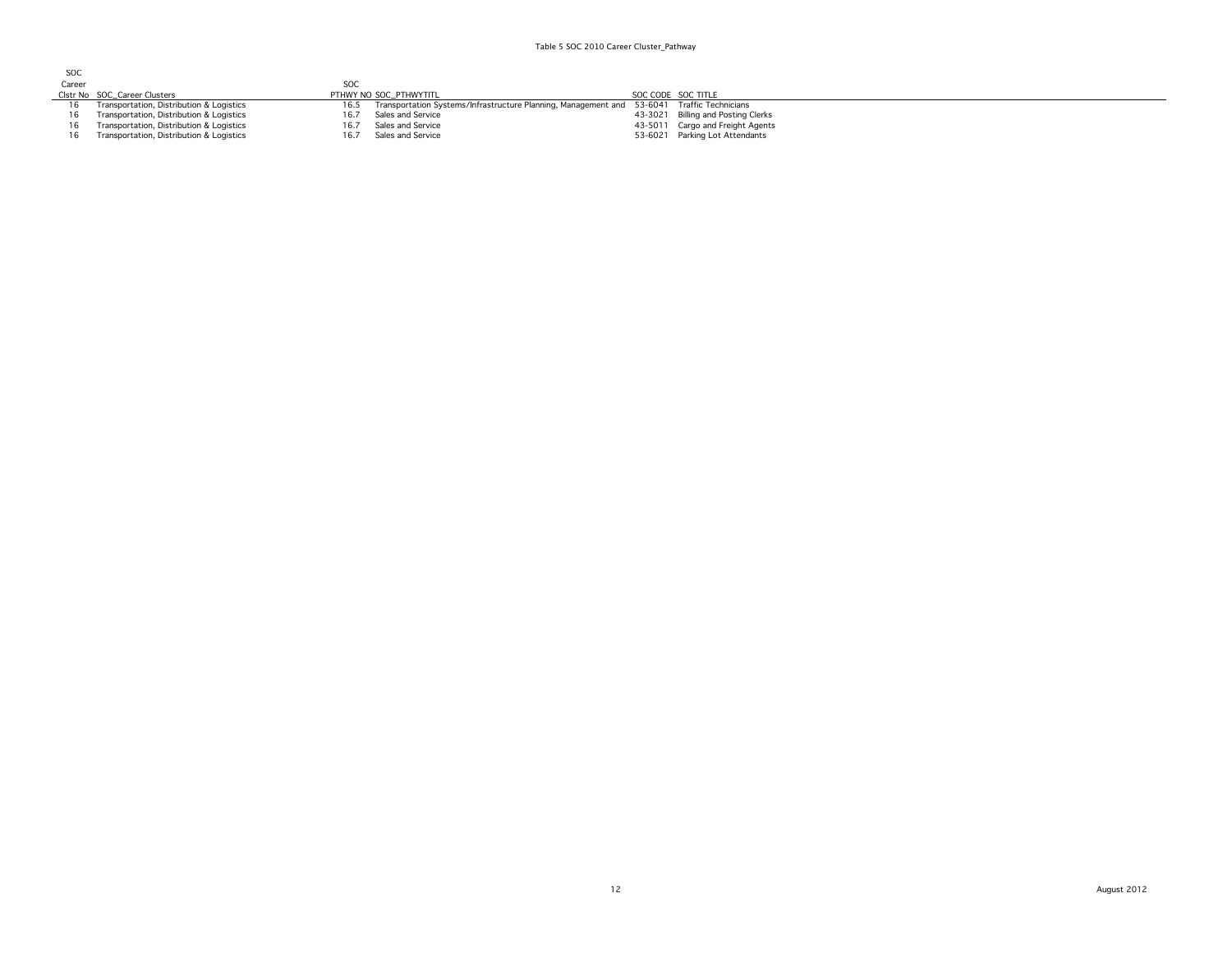Table 5 SOC 2010 Career Cluster_Pathway

| SOC Career Clstr No | SOC_Career Clusters | SOC PTHWY NO | SOC_PTHWYTITL | SOC CODE | SOC TITLE |
|---|---|---|---|---|---|
| 16 | Transportation, Distribution & Logistics | 16.5 | Transportation Systems/Infrastructure Planning, Management and | 53-6041 | Traffic Technicians |
| 16 | Transportation, Distribution & Logistics | 16.7 | Sales and Service | 43-3021 | Billing and Posting Clerks |
| 16 | Transportation, Distribution & Logistics | 16.7 | Sales and Service | 43-5011 | Cargo and Freight Agents |
| 16 | Transportation, Distribution & Logistics | 16.7 | Sales and Service | 53-6021 | Parking Lot Attendants |

August 2012